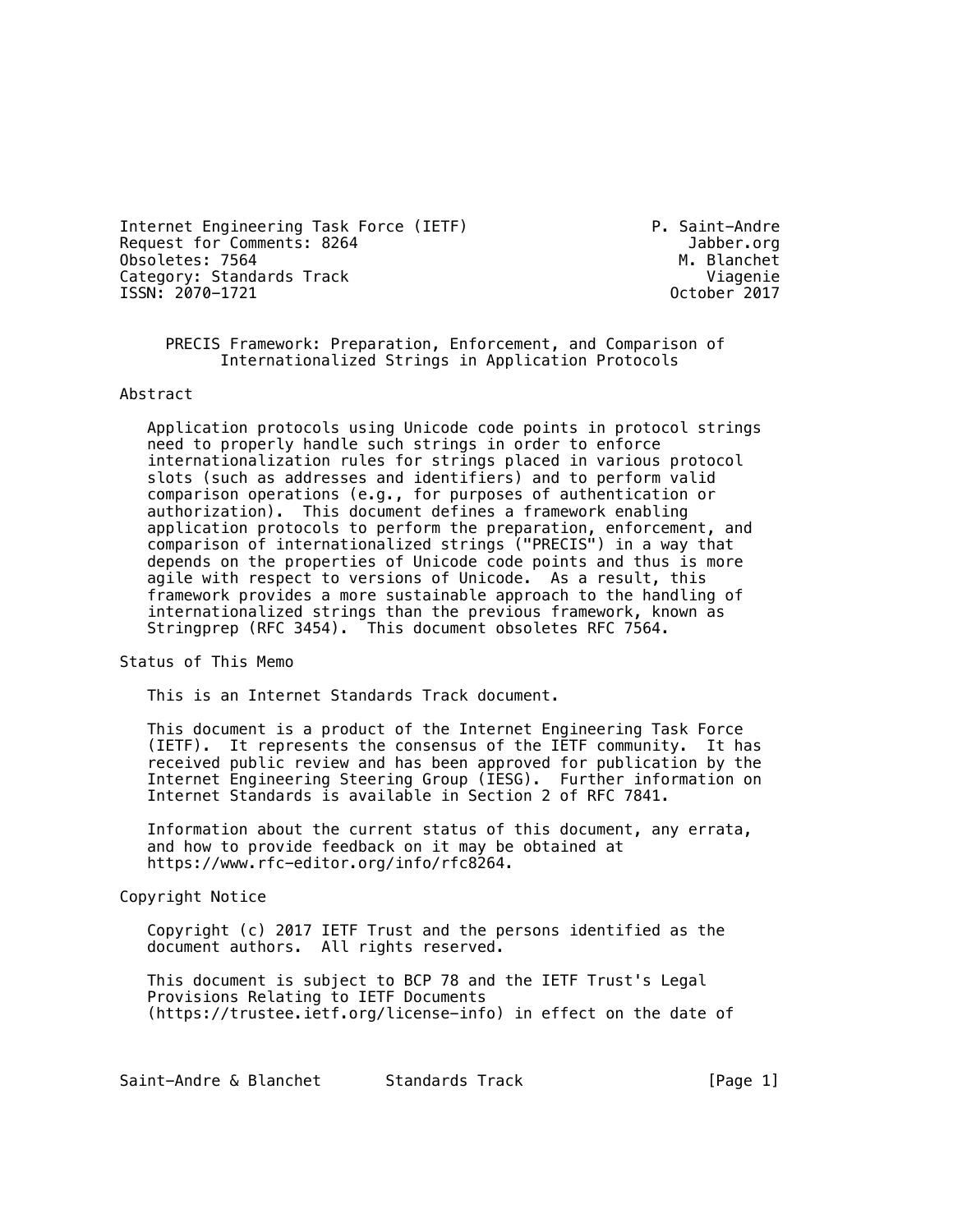Internet Engineering Task Force (IETF) P. Saint-Andre
Request for Comments: 8264 Jabber.org
Obsoletes: 7564 M. Blanchet
Category: Standards Track Viagenie
ISSN: 2070-1721 October 2017

# PRECIS Framework: Preparation, Enforcement, and Comparison of Internationalized Strings in Application Protocols

## Abstract

Application protocols using Unicode code points in protocol strings need to properly handle such strings in order to enforce internationalization rules for strings placed in various protocol slots (such as addresses and identifiers) and to perform valid comparison operations (e.g., for purposes of authentication or authorization). This document defines a framework enabling application protocols to perform the preparation, enforcement, and comparison of internationalized strings ("PRECIS") in a way that depends on the properties of Unicode code points and thus is more agile with respect to versions of Unicode. As a result, this framework provides a more sustainable approach to the handling of internationalized strings than the previous framework, known as Stringprep (RFC 3454). This document obsoletes RFC 7564.

## Status of This Memo

This is an Internet Standards Track document.

This document is a product of the Internet Engineering Task Force (IETF). It represents the consensus of the IETF community. It has received public review and has been approved for publication by the Internet Engineering Steering Group (IESG). Further information on Internet Standards is available in Section 2 of RFC 7841.

Information about the current status of this document, any errata, and how to provide feedback on it may be obtained at https://www.rfc-editor.org/info/rfc8264.

## Copyright Notice

Copyright (c) 2017 IETF Trust and the persons identified as the document authors. All rights reserved.

This document is subject to BCP 78 and the IETF Trust's Legal Provisions Relating to IETF Documents (https://trustee.ietf.org/license-info) in effect on the date of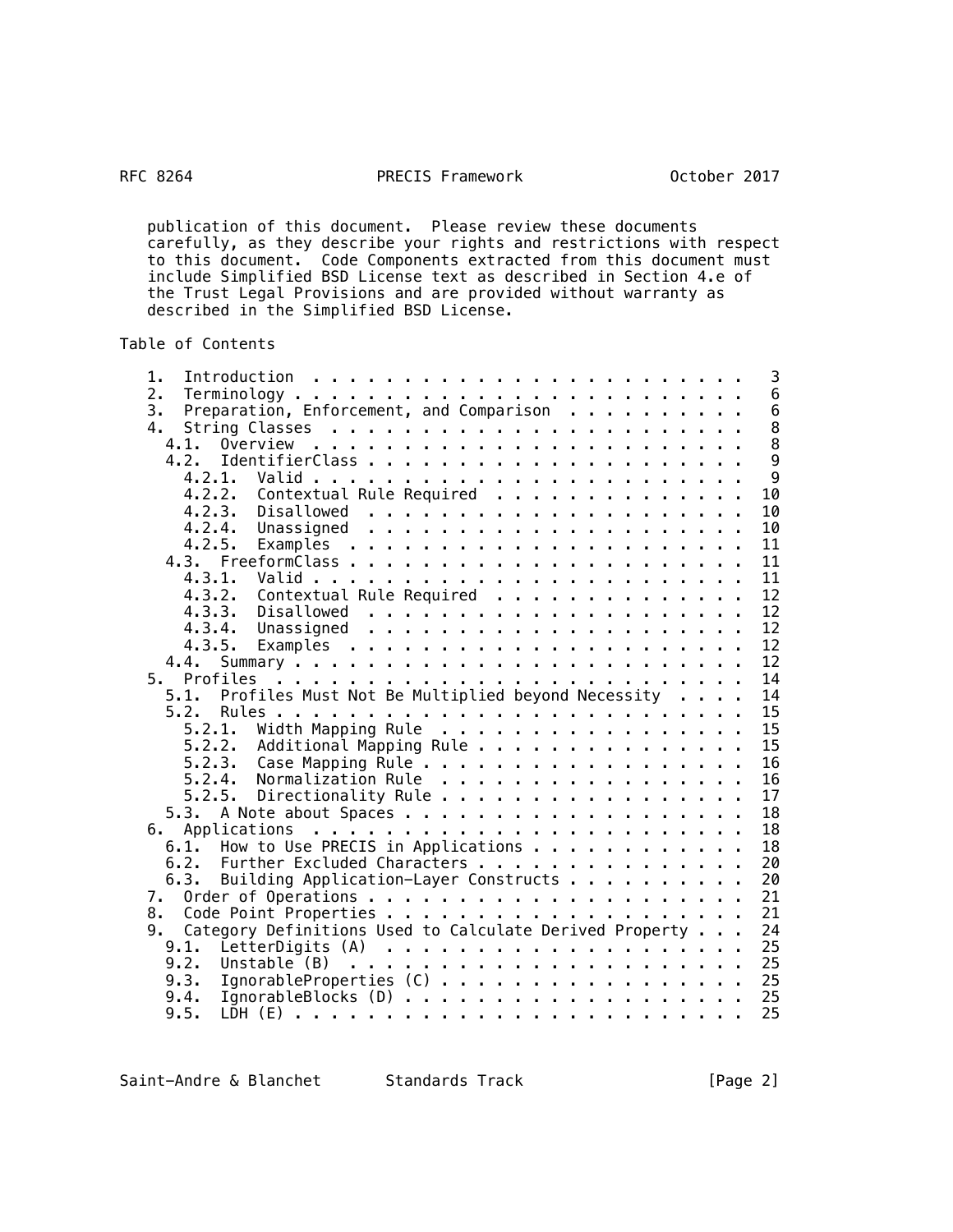publication of this document. Please review these documents carefully, as they describe your rights and restrictions with respect to this document. Code Components extracted from this document must include Simplified BSD License text as described in Section 4.e of the Trust Legal Provisions and are provided without warranty as described in the Simplified BSD License.

## Table of Contents

```
   1.  Introduction  . . . . . . . . . . . . . . . . . . . . . . . .   3
   2.  Terminology . . . . . . . . . . . . . . . . . . . . . . . . .   6
   3.  Preparation, Enforcement, and Comparison  . . . . . . . . . .   6
   4.  String Classes  . . . . . . . . . . . . . . . . . . . . . . .   8
     4.1.  Overview  . . . . . . . . . . . . . . . . . . . . . . . .   8
     4.2.  IdentifierClass . . . . . . . . . . . . . . . . . . . . .   9
       4.2.1.  Valid . . . . . . . . . . . . . . . . . . . . . . . .   9
       4.2.2.  Contextual Rule Required  . . . . . . . . . . . . . .  10
       4.2.3.  Disallowed  . . . . . . . . . . . . . . . . . . . . .  10
       4.2.4.  Unassigned  . . . . . . . . . . . . . . . . . . . . .  10
       4.2.5.  Examples  . . . . . . . . . . . . . . . . . . . . . .  11
     4.3.  FreeformClass . . . . . . . . . . . . . . . . . . . . . .  11
       4.3.1.  Valid . . . . . . . . . . . . . . . . . . . . . . . .  11
       4.3.2.  Contextual Rule Required  . . . . . . . . . . . . . .  12
       4.3.3.  Disallowed  . . . . . . . . . . . . . . . . . . . . .  12
       4.3.4.  Unassigned  . . . . . . . . . . . . . . . . . . . . .  12
       4.3.5.  Examples  . . . . . . . . . . . . . . . . . . . . . .  12
     4.4.  Summary . . . . . . . . . . . . . . . . . . . . . . . . .  12
   5.  Profiles  . . . . . . . . . . . . . . . . . . . . . . . . . .  14
     5.1.  Profiles Must Not Be Multiplied beyond Necessity  . . . .  14
     5.2.  Rules . . . . . . . . . . . . . . . . . . . . . . . . . .  15
       5.2.1.  Width Mapping Rule  . . . . . . . . . . . . . . . . .  15
       5.2.2.  Additional Mapping Rule . . . . . . . . . . . . . . .  15
       5.2.3.  Case Mapping Rule . . . . . . . . . . . . . . . . . .  16
       5.2.4.  Normalization Rule  . . . . . . . . . . . . . . . . .  16
       5.2.5.  Directionality Rule . . . . . . . . . . . . . . . . .  17
     5.3.  A Note about Spaces . . . . . . . . . . . . . . . . . . .  18
   6.  Applications  . . . . . . . . . . . . . . . . . . . . . . . .  18
     6.1.  How to Use PRECIS in Applications . . . . . . . . . . . .  18
     6.2.  Further Excluded Characters . . . . . . . . . . . . . . .  20
     6.3.  Building Application-Layer Constructs . . . . . . . . . .  20
   7.  Order of Operations . . . . . . . . . . . . . . . . . . . . .  21
   8.  Code Point Properties . . . . . . . . . . . . . . . . . . . .  21
   9.  Category Definitions Used to Calculate Derived Property . . .  24
     9.1.  LetterDigits (A)  . . . . . . . . . . . . . . . . . . . .  25
     9.2.  Unstable (B)  . . . . . . . . . . . . . . . . . . . . . .  25
     9.3.  IgnorableProperties (C) . . . . . . . . . . . . . . . . .  25
     9.4.  IgnorableBlocks (D) . . . . . . . . . . . . . . . . . . .  25
     9.5.  LDH (E) . . . . . . . . . . . . . . . . . . . . . . . . .  25
```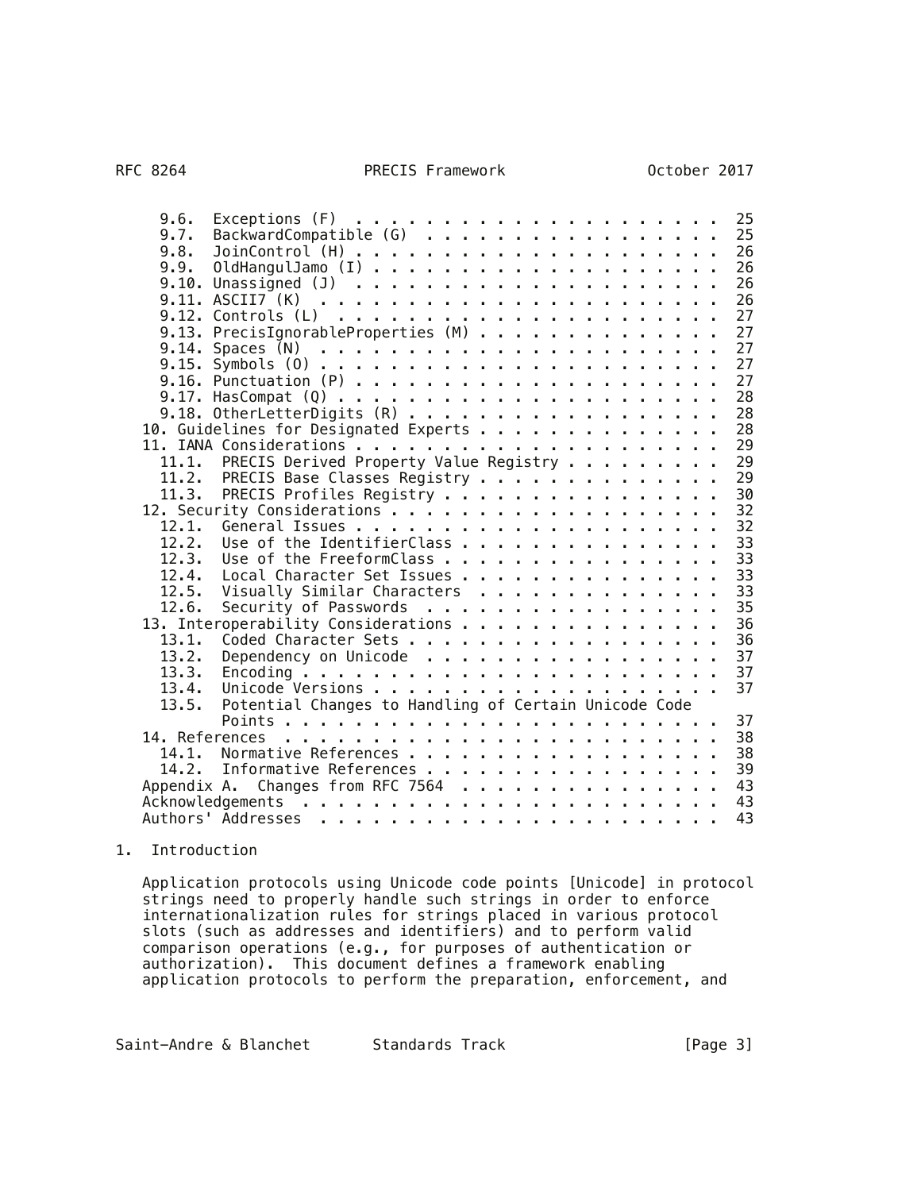9.6. Exceptions (F) . . . . . . . . . . . . . . . . . . . . . 25
9.7. BackwardCompatible (G) . . . . . . . . . . . . . . . . . 25
9.8. JoinControl (H) . . . . . . . . . . . . . . . . . . . . 26
9.9. OldHangulJamo (I) . . . . . . . . . . . . . . . . . . . 26
9.10. Unassigned (J) . . . . . . . . . . . . . . . . . . . . 26
9.11. ASCII7 (K) . . . . . . . . . . . . . . . . . . . . . . 26
9.12. Controls (L) . . . . . . . . . . . . . . . . . . . . . 27
9.13. PrecisIgnorableProperties (M) . . . . . . . . . . . . . 27
9.14. Spaces (N) . . . . . . . . . . . . . . . . . . . . . . 27
9.15. Symbols (O) . . . . . . . . . . . . . . . . . . . . . . 27
9.16. Punctuation (P) . . . . . . . . . . . . . . . . . . . . 27
9.17. HasCompat (Q) . . . . . . . . . . . . . . . . . . . . . 28
9.18. OtherLetterDigits (R) . . . . . . . . . . . . . . . . . 28
10. Guidelines for Designated Experts . . . . . . . . . . . . . 28
11. IANA Considerations . . . . . . . . . . . . . . . . . . . . 29
11.1. PRECIS Derived Property Value Registry . . . . . . . . . 29
11.2. PRECIS Base Classes Registry . . . . . . . . . . . . . . 29
11.3. PRECIS Profiles Registry . . . . . . . . . . . . . . . . 30
12. Security Considerations . . . . . . . . . . . . . . . . . . 32
12.1. General Issues . . . . . . . . . . . . . . . . . . . . . 32
12.2. Use of the IdentifierClass . . . . . . . . . . . . . . . 33
12.3. Use of the FreeformClass . . . . . . . . . . . . . . . . 33
12.4. Local Character Set Issues . . . . . . . . . . . . . . . 33
12.5. Visually Similar Characters . . . . . . . . . . . . . . 33
12.6. Security of Passwords . . . . . . . . . . . . . . . . . 35
13. Interoperability Considerations . . . . . . . . . . . . . . 36
13.1. Coded Character Sets . . . . . . . . . . . . . . . . . . 36
13.2. Dependency on Unicode . . . . . . . . . . . . . . . . . 37
13.3. Encoding . . . . . . . . . . . . . . . . . . . . . . . . 37
13.4. Unicode Versions . . . . . . . . . . . . . . . . . . . . 37
13.5. Potential Changes to Handling of Certain Unicode Code Points . . . . . . . . . . . . . . . . . . . . . . . . . 37
14. References . . . . . . . . . . . . . . . . . . . . . . . . 38
14.1. Normative References . . . . . . . . . . . . . . . . . . 38
14.2. Informative References . . . . . . . . . . . . . . . . . 39
Appendix A. Changes from RFC 7564 . . . . . . . . . . . . . . . 43
Acknowledgements . . . . . . . . . . . . . . . . . . . . . . . . 43
Authors' Addresses . . . . . . . . . . . . . . . . . . . . . . . 43

# 1. Introduction

Application protocols using Unicode code points [Unicode] in protocol strings need to properly handle such strings in order to enforce internationalization rules for strings placed in various protocol slots (such as addresses and identifiers) and to perform valid comparison operations (e.g., for purposes of authentication or authorization). This document defines a framework enabling application protocols to perform the preparation, enforcement, and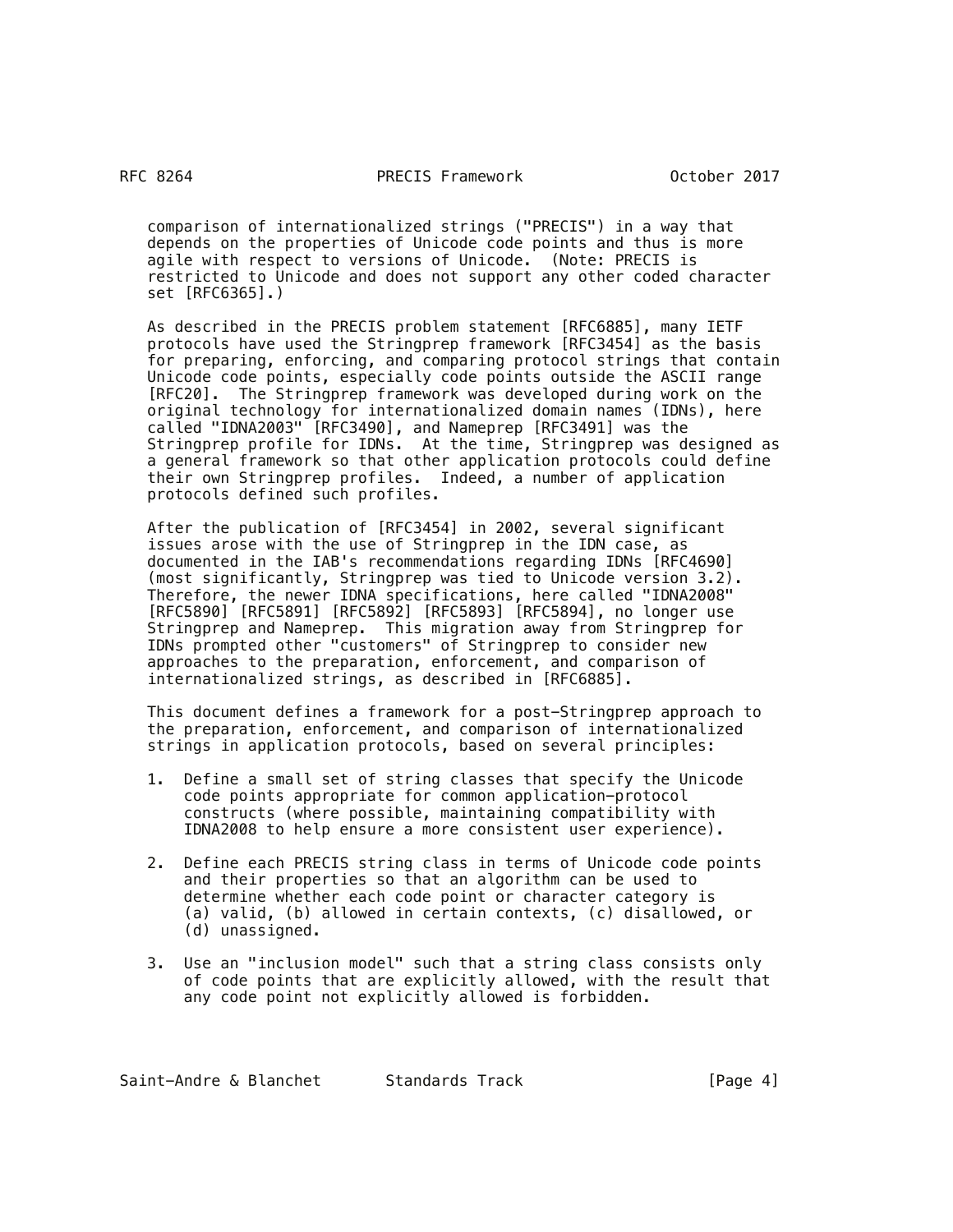comparison of internationalized strings ("PRECIS") in a way that depends on the properties of Unicode code points and thus is more agile with respect to versions of Unicode. (Note: PRECIS is restricted to Unicode and does not support any other coded character set [RFC6365].)

As described in the PRECIS problem statement [RFC6885], many IETF protocols have used the Stringprep framework [RFC3454] as the basis for preparing, enforcing, and comparing protocol strings that contain Unicode code points, especially code points outside the ASCII range [RFC20]. The Stringprep framework was developed during work on the original technology for internationalized domain names (IDNs), here called "IDNA2003" [RFC3490], and Nameprep [RFC3491] was the Stringprep profile for IDNs. At the time, Stringprep was designed as a general framework so that other application protocols could define their own Stringprep profiles. Indeed, a number of application protocols defined such profiles.

After the publication of [RFC3454] in 2002, several significant issues arose with the use of Stringprep in the IDN case, as documented in the IAB's recommendations regarding IDNs [RFC4690] (most significantly, Stringprep was tied to Unicode version 3.2). Therefore, the newer IDNA specifications, here called "IDNA2008" [RFC5890] [RFC5891] [RFC5892] [RFC5893] [RFC5894], no longer use Stringprep and Nameprep. This migration away from Stringprep for IDNs prompted other "customers" of Stringprep to consider new approaches to the preparation, enforcement, and comparison of internationalized strings, as described in [RFC6885].

This document defines a framework for a post-Stringprep approach to the preparation, enforcement, and comparison of internationalized strings in application protocols, based on several principles:

1. Define a small set of string classes that specify the Unicode code points appropriate for common application-protocol constructs (where possible, maintaining compatibility with IDNA2008 to help ensure a more consistent user experience).

2. Define each PRECIS string class in terms of Unicode code points and their properties so that an algorithm can be used to determine whether each code point or character category is (a) valid, (b) allowed in certain contexts, (c) disallowed, or (d) unassigned.

3. Use an "inclusion model" such that a string class consists only of code points that are explicitly allowed, with the result that any code point not explicitly allowed is forbidden.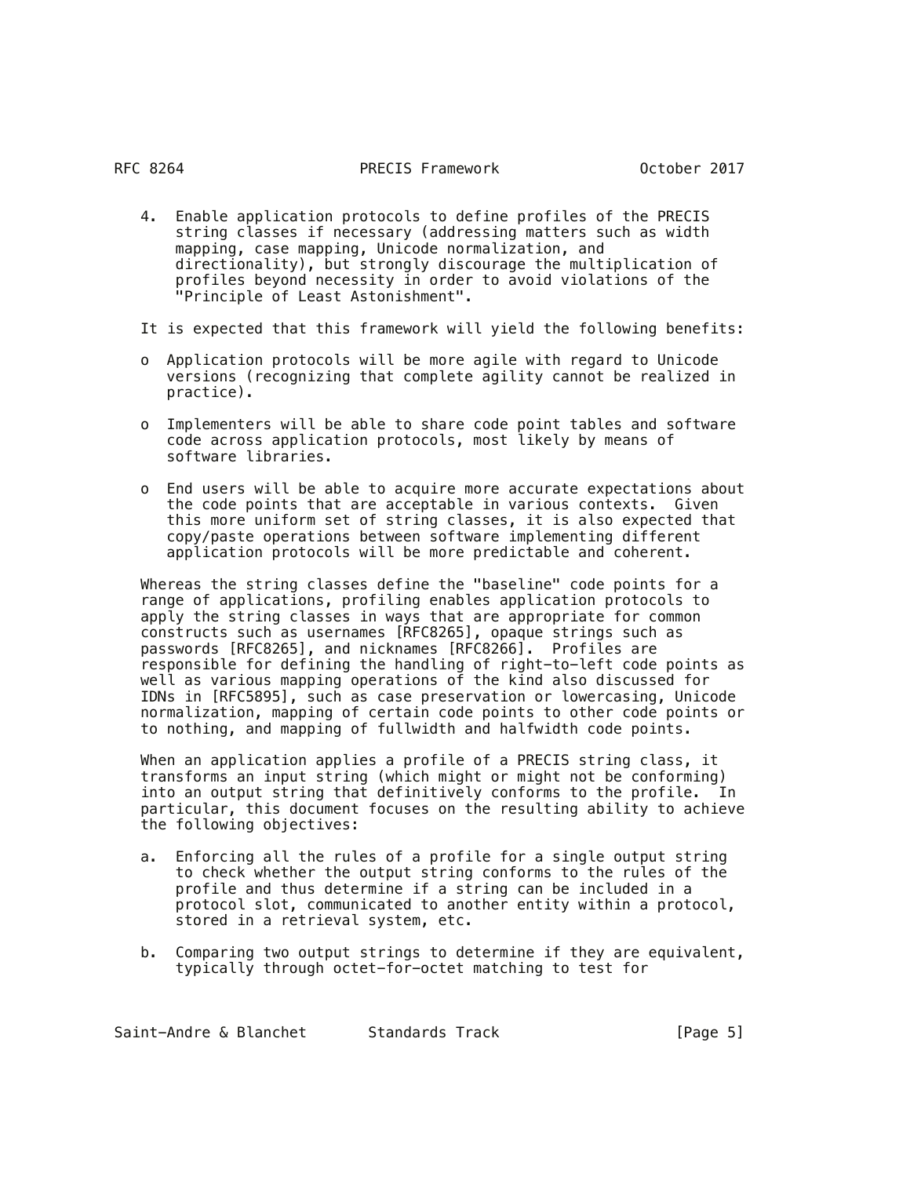4. Enable application protocols to define profiles of the PRECIS string classes if necessary (addressing matters such as width mapping, case mapping, Unicode normalization, and directionality), but strongly discourage the multiplication of profiles beyond necessity in order to avoid violations of the "Principle of Least Astonishment".

It is expected that this framework will yield the following benefits:

- Application protocols will be more agile with regard to Unicode versions (recognizing that complete agility cannot be realized in practice).

- Implementers will be able to share code point tables and software code across application protocols, most likely by means of software libraries.

- End users will be able to acquire more accurate expectations about the code points that are acceptable in various contexts. Given this more uniform set of string classes, it is also expected that copy/paste operations between software implementing different application protocols will be more predictable and coherent.

Whereas the string classes define the "baseline" code points for a range of applications, profiling enables application protocols to apply the string classes in ways that are appropriate for common constructs such as usernames [RFC8265], opaque strings such as passwords [RFC8265], and nicknames [RFC8266]. Profiles are responsible for defining the handling of right-to-left code points as well as various mapping operations of the kind also discussed for IDNs in [RFC5895], such as case preservation or lowercasing, Unicode normalization, mapping of certain code points to other code points or to nothing, and mapping of fullwidth and halfwidth code points.

When an application applies a profile of a PRECIS string class, it transforms an input string (which might or might not be conforming) into an output string that definitively conforms to the profile. In particular, this document focuses on the resulting ability to achieve the following objectives:

a. Enforcing all the rules of a profile for a single output string to check whether the output string conforms to the rules of the profile and thus determine if a string can be included in a protocol slot, communicated to another entity within a protocol, stored in a retrieval system, etc.

b. Comparing two output strings to determine if they are equivalent, typically through octet-for-octet matching to test for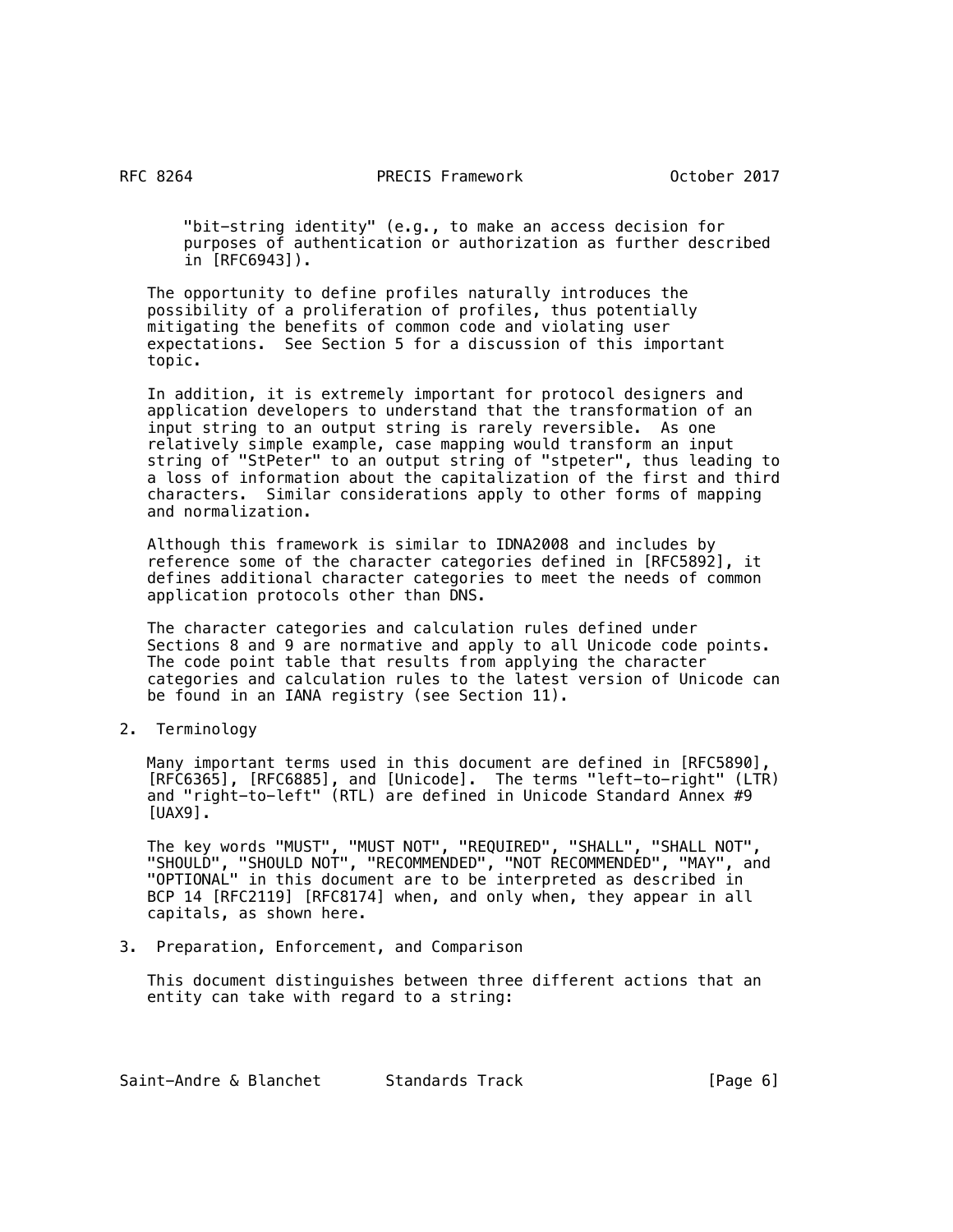"bit-string identity" (e.g., to make an access decision for purposes of authentication or authorization as further described in [RFC6943]).

The opportunity to define profiles naturally introduces the possibility of a proliferation of profiles, thus potentially mitigating the benefits of common code and violating user expectations. See Section 5 for a discussion of this important topic.

In addition, it is extremely important for protocol designers and application developers to understand that the transformation of an input string to an output string is rarely reversible. As one relatively simple example, case mapping would transform an input string of "StPeter" to an output string of "stpeter", thus leading to a loss of information about the capitalization of the first and third characters. Similar considerations apply to other forms of mapping and normalization.

Although this framework is similar to IDNA2008 and includes by reference some of the character categories defined in [RFC5892], it defines additional character categories to meet the needs of common application protocols other than DNS.

The character categories and calculation rules defined under Sections 8 and 9 are normative and apply to all Unicode code points. The code point table that results from applying the character categories and calculation rules to the latest version of Unicode can be found in an IANA registry (see Section 11).

## 2. Terminology

Many important terms used in this document are defined in [RFC5890], [RFC6365], [RFC6885], and [Unicode]. The terms "left-to-right" (LTR) and "right-to-left" (RTL) are defined in Unicode Standard Annex #9 [UAX9].

The key words "MUST", "MUST NOT", "REQUIRED", "SHALL", "SHALL NOT", "SHOULD", "SHOULD NOT", "RECOMMENDED", "NOT RECOMMENDED", "MAY", and "OPTIONAL" in this document are to be interpreted as described in BCP 14 [RFC2119] [RFC8174] when, and only when, they appear in all capitals, as shown here.

## 3. Preparation, Enforcement, and Comparison

This document distinguishes between three different actions that an entity can take with regard to a string: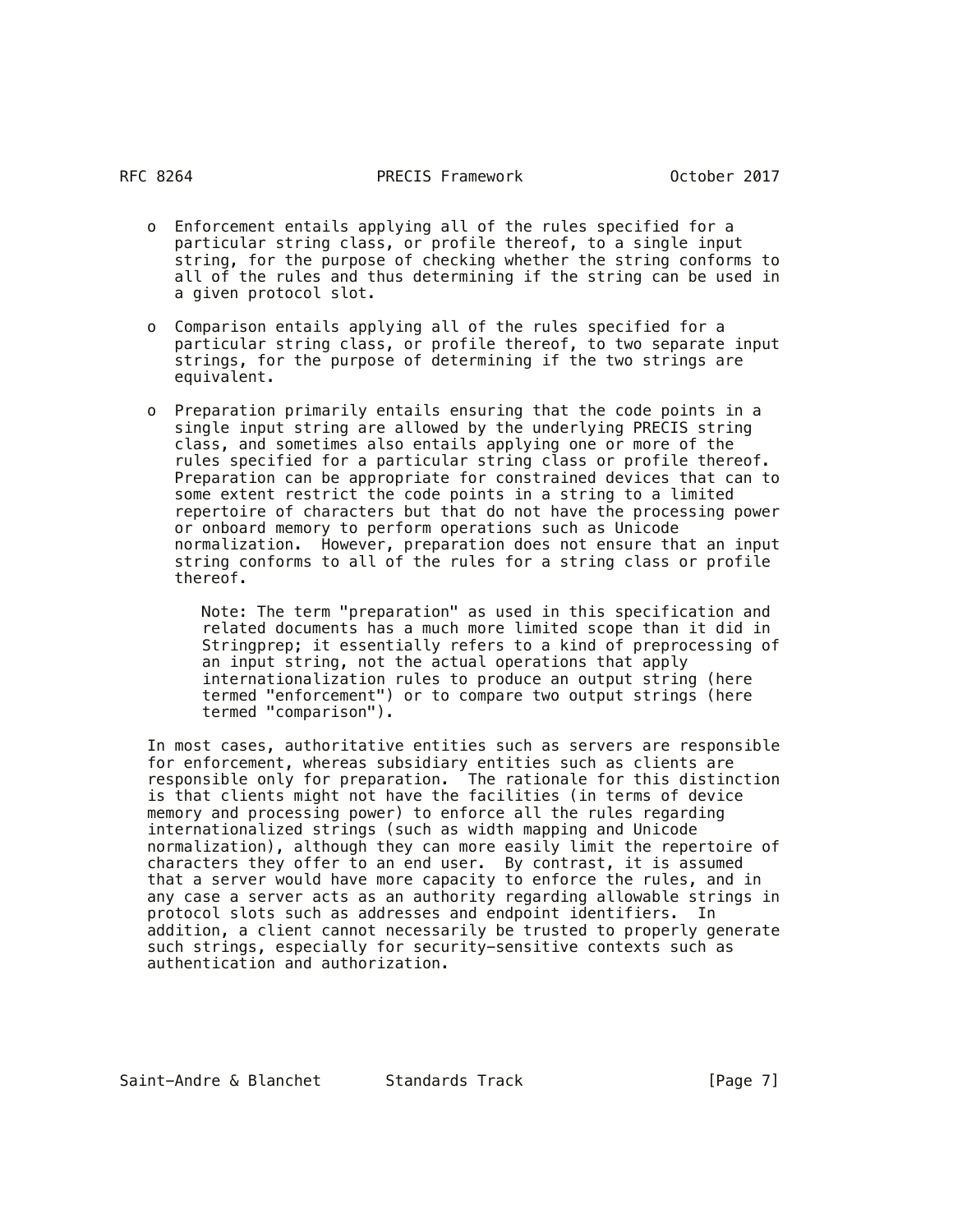- Enforcement entails applying all of the rules specified for a particular string class, or profile thereof, to a single input string, for the purpose of checking whether the string conforms to all of the rules and thus determining if the string can be used in a given protocol slot.

- Comparison entails applying all of the rules specified for a particular string class, or profile thereof, to two separate input strings, for the purpose of determining if the two strings are equivalent.

- Preparation primarily entails ensuring that the code points in a single input string are allowed by the underlying PRECIS string class, and sometimes also entails applying one or more of the rules specified for a particular string class or profile thereof. Preparation can be appropriate for constrained devices that can to some extent restrict the code points in a string to a limited repertoire of characters but that do not have the processing power or onboard memory to perform operations such as Unicode normalization. However, preparation does not ensure that an input string conforms to all of the rules for a string class or profile thereof.

  > Note: The term "preparation" as used in this specification and related documents has a much more limited scope than it did in Stringprep; it essentially refers to a kind of preprocessing of an input string, not the actual operations that apply internationalization rules to produce an output string (here termed "enforcement") or to compare two output strings (here termed "comparison").

In most cases, authoritative entities such as servers are responsible for enforcement, whereas subsidiary entities such as clients are responsible only for preparation. The rationale for this distinction is that clients might not have the facilities (in terms of device memory and processing power) to enforce all the rules regarding internationalized strings (such as width mapping and Unicode normalization), although they can more easily limit the repertoire of characters they offer to an end user. By contrast, it is assumed that a server would have more capacity to enforce the rules, and in any case a server acts as an authority regarding allowable strings in protocol slots such as addresses and endpoint identifiers. In addition, a client cannot necessarily be trusted to properly generate such strings, especially for security-sensitive contexts such as authentication and authorization.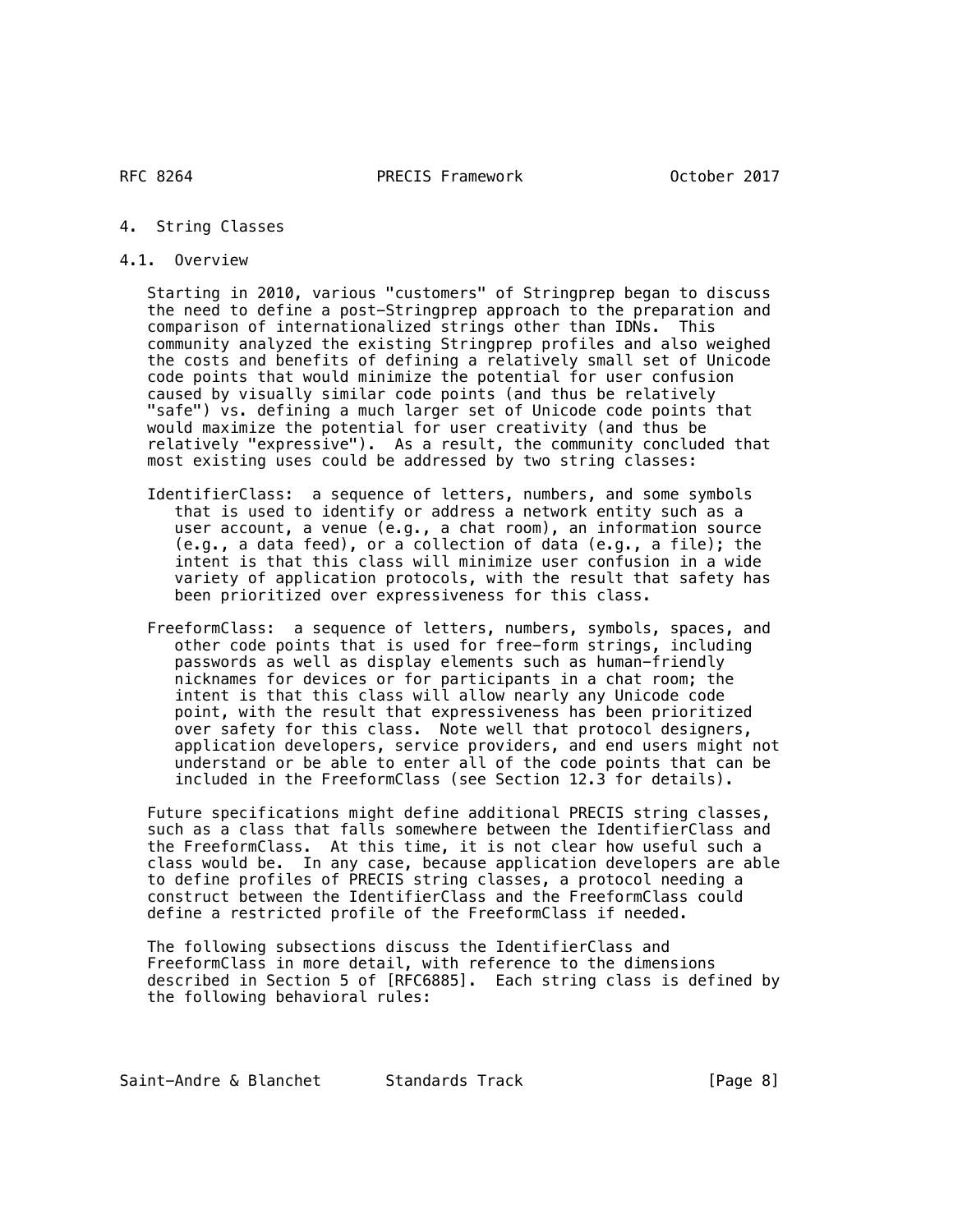# 4. String Classes

## 4.1. Overview

Starting in 2010, various "customers" of Stringprep began to discuss the need to define a post-Stringprep approach to the preparation and comparison of internationalized strings other than IDNs. This community analyzed the existing Stringprep profiles and also weighed the costs and benefits of defining a relatively small set of Unicode code points that would minimize the potential for user confusion caused by visually similar code points (and thus be relatively "safe") vs. defining a much larger set of Unicode code points that would maximize the potential for user creativity (and thus be relatively "expressive"). As a result, the community concluded that most existing uses could be addressed by two string classes:

IdentifierClass: a sequence of letters, numbers, and some symbols that is used to identify or address a network entity such as a user account, a venue (e.g., a chat room), an information source (e.g., a data feed), or a collection of data (e.g., a file); the intent is that this class will minimize user confusion in a wide variety of application protocols, with the result that safety has been prioritized over expressiveness for this class.

FreeformClass: a sequence of letters, numbers, symbols, spaces, and other code points that is used for free-form strings, including passwords as well as display elements such as human-friendly nicknames for devices or for participants in a chat room; the intent is that this class will allow nearly any Unicode code point, with the result that expressiveness has been prioritized over safety for this class. Note well that protocol designers, application developers, service providers, and end users might not understand or be able to enter all of the code points that can be included in the FreeformClass (see Section 12.3 for details).

Future specifications might define additional PRECIS string classes, such as a class that falls somewhere between the IdentifierClass and the FreeformClass. At this time, it is not clear how useful such a class would be. In any case, because application developers are able to define profiles of PRECIS string classes, a protocol needing a construct between the IdentifierClass and the FreeformClass could define a restricted profile of the FreeformClass if needed.

The following subsections discuss the IdentifierClass and FreeformClass in more detail, with reference to the dimensions described in Section 5 of [RFC6885]. Each string class is defined by the following behavioral rules: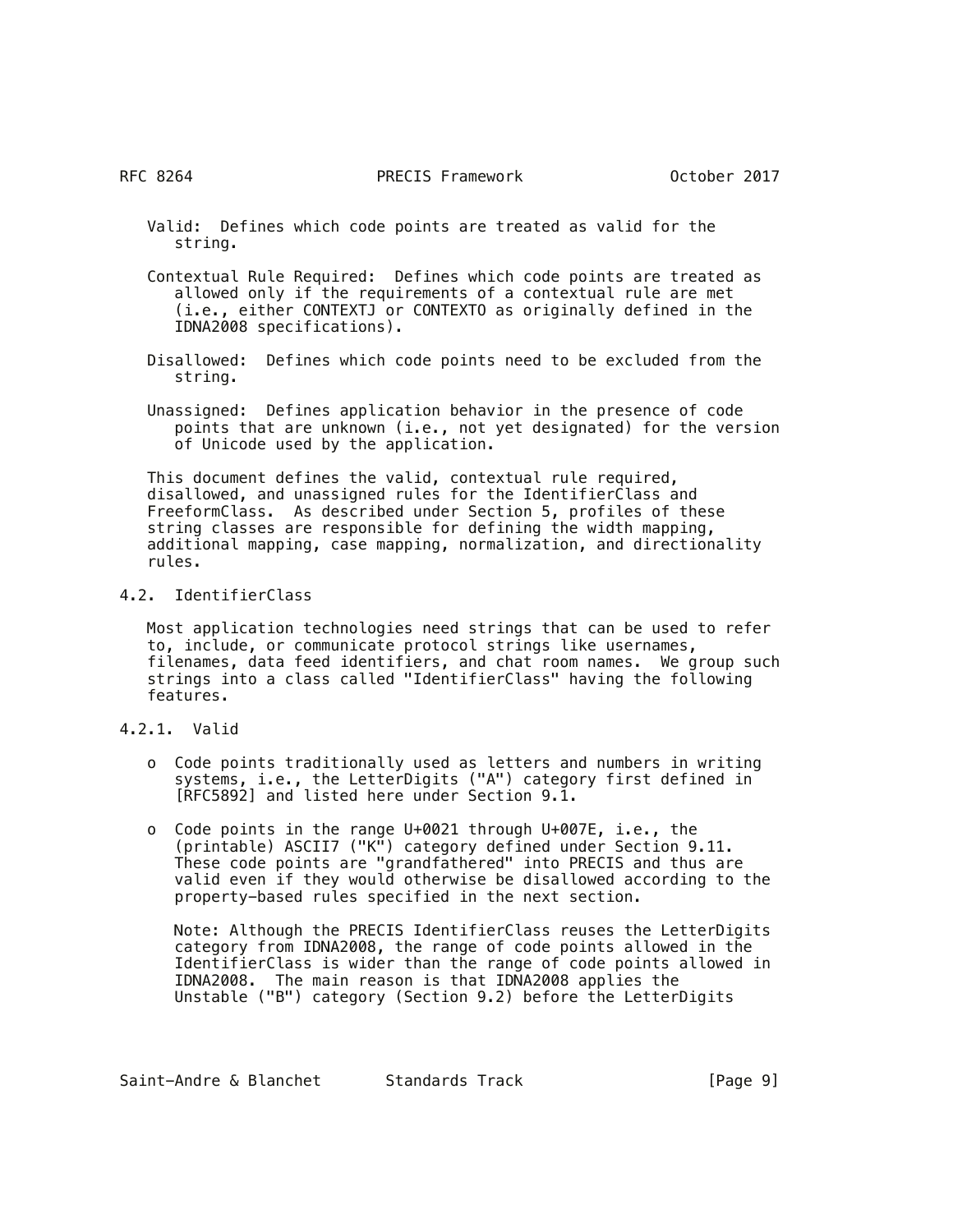Valid: Defines which code points are treated as valid for the string.

Contextual Rule Required: Defines which code points are treated as allowed only if the requirements of a contextual rule are met (i.e., either CONTEXTJ or CONTEXTO as originally defined in the IDNA2008 specifications).

Disallowed: Defines which code points need to be excluded from the string.

Unassigned: Defines application behavior in the presence of code points that are unknown (i.e., not yet designated) for the version of Unicode used by the application.

This document defines the valid, contextual rule required, disallowed, and unassigned rules for the IdentifierClass and FreeformClass. As described under Section 5, profiles of these string classes are responsible for defining the width mapping, additional mapping, case mapping, normalization, and directionality rules.

## 4.2. IdentifierClass

Most application technologies need strings that can be used to refer to, include, or communicate protocol strings like usernames, filenames, data feed identifiers, and chat room names. We group such strings into a class called "IdentifierClass" having the following features.

### 4.2.1. Valid

- Code points traditionally used as letters and numbers in writing systems, i.e., the LetterDigits ("A") category first defined in [RFC5892] and listed here under Section 9.1.

- Code points in the range U+0021 through U+007E, i.e., the (printable) ASCII7 ("K") category defined under Section 9.11. These code points are "grandfathered" into PRECIS and thus are valid even if they would otherwise be disallowed according to the property-based rules specified in the next section.

  Note: Although the PRECIS IdentifierClass reuses the LetterDigits category from IDNA2008, the range of code points allowed in the IdentifierClass is wider than the range of code points allowed in IDNA2008. The main reason is that IDNA2008 applies the Unstable ("B") category (Section 9.2) before the LetterDigits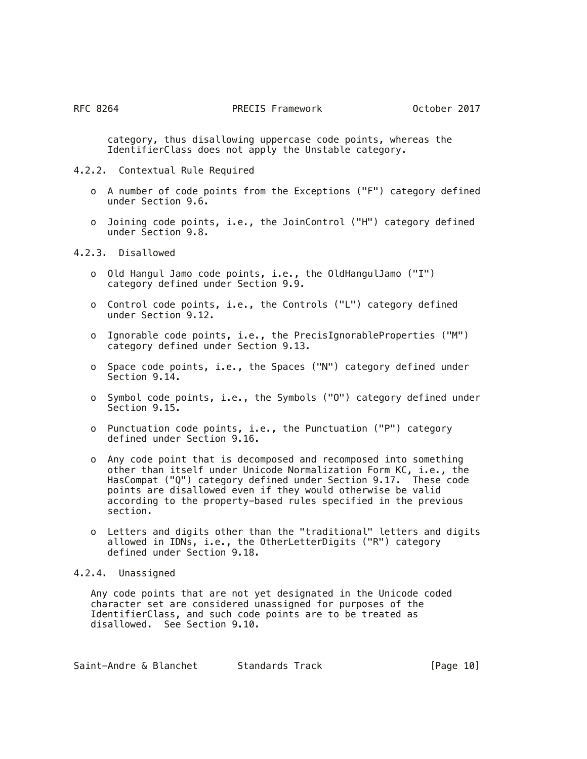category, thus disallowing uppercase code points, whereas the IdentifierClass does not apply the Unstable category.

#### 4.2.2. Contextual Rule Required

- A number of code points from the Exceptions ("F") category defined under Section 9.6.
- Joining code points, i.e., the JoinControl ("H") category defined under Section 9.8.

#### 4.2.3. Disallowed

- Old Hangul Jamo code points, i.e., the OldHangulJamo ("I") category defined under Section 9.9.
- Control code points, i.e., the Controls ("L") category defined under Section 9.12.
- Ignorable code points, i.e., the PrecisIgnorableProperties ("M") category defined under Section 9.13.
- Space code points, i.e., the Spaces ("N") category defined under Section 9.14.
- Symbol code points, i.e., the Symbols ("O") category defined under Section 9.15.
- Punctuation code points, i.e., the Punctuation ("P") category defined under Section 9.16.
- Any code point that is decomposed and recomposed into something other than itself under Unicode Normalization Form KC, i.e., the HasCompat ("Q") category defined under Section 9.17. These code points are disallowed even if they would otherwise be valid according to the property-based rules specified in the previous section.
- Letters and digits other than the "traditional" letters and digits allowed in IDNs, i.e., the OtherLetterDigits ("R") category defined under Section 9.18.

#### 4.2.4. Unassigned

Any code points that are not yet designated in the Unicode coded character set are considered unassigned for purposes of the IdentifierClass, and such code points are to be treated as disallowed. See Section 9.10.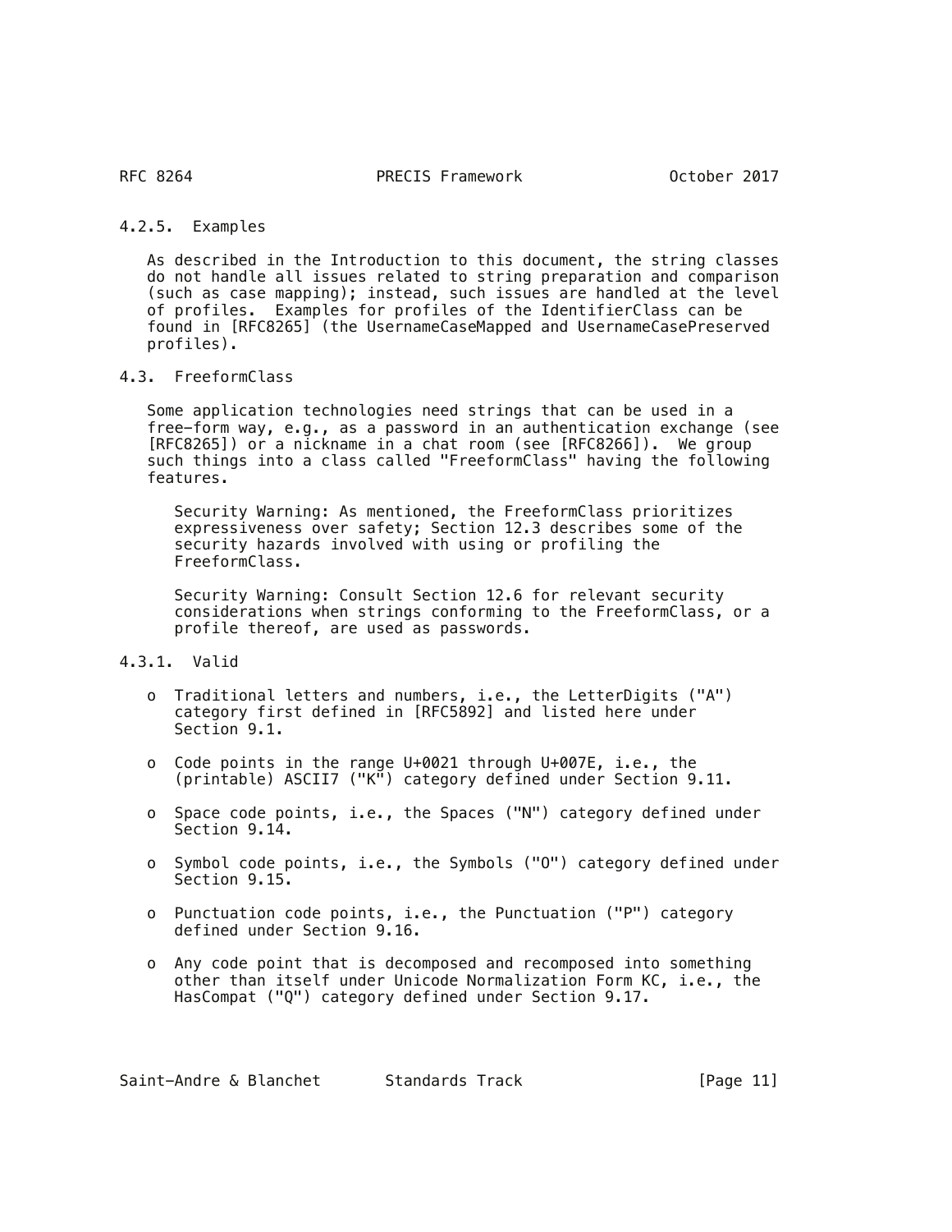#### 4.2.5. Examples

As described in the Introduction to this document, the string classes do not handle all issues related to string preparation and comparison (such as case mapping); instead, such issues are handled at the level of profiles. Examples for profiles of the IdentifierClass can be found in [RFC8265] (the UsernameCaseMapped and UsernameCasePreserved profiles).

### 4.3. FreeformClass

Some application technologies need strings that can be used in a free-form way, e.g., as a password in an authentication exchange (see [RFC8265]) or a nickname in a chat room (see [RFC8266]). We group such things into a class called "FreeformClass" having the following features.

> Security Warning: As mentioned, the FreeformClass prioritizes expressiveness over safety; Section 12.3 describes some of the security hazards involved with using or profiling the FreeformClass.

> Security Warning: Consult Section 12.6 for relevant security considerations when strings conforming to the FreeformClass, or a profile thereof, are used as passwords.

#### 4.3.1. Valid

- Traditional letters and numbers, i.e., the LetterDigits ("A") category first defined in [RFC5892] and listed here under Section 9.1.
- Code points in the range U+0021 through U+007E, i.e., the (printable) ASCII7 ("K") category defined under Section 9.11.
- Space code points, i.e., the Spaces ("N") category defined under Section 9.14.
- Symbol code points, i.e., the Symbols ("O") category defined under Section 9.15.
- Punctuation code points, i.e., the Punctuation ("P") category defined under Section 9.16.
- Any code point that is decomposed and recomposed into something other than itself under Unicode Normalization Form KC, i.e., the HasCompat ("Q") category defined under Section 9.17.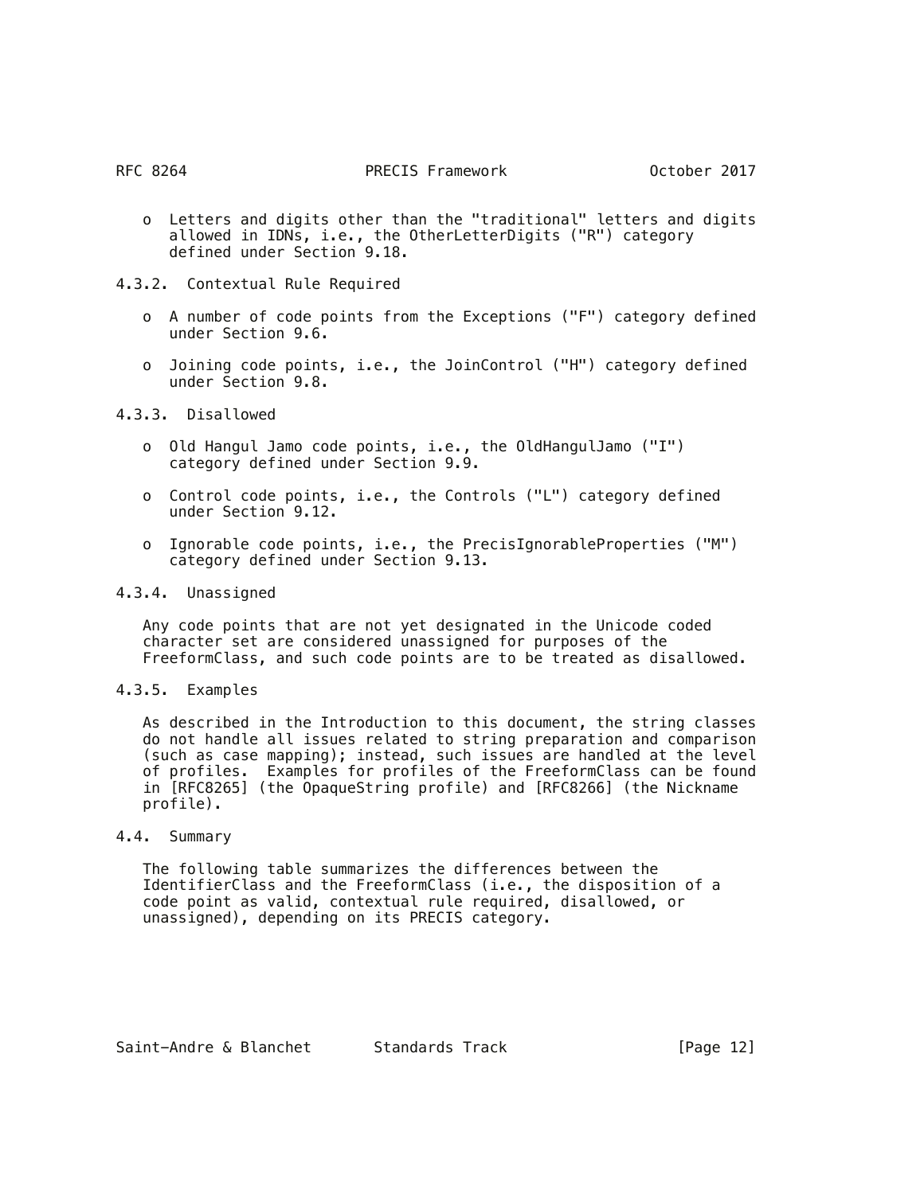- Letters and digits other than the "traditional" letters and digits allowed in IDNs, i.e., the OtherLetterDigits ("R") category defined under Section 9.18.

#### 4.3.2. Contextual Rule Required

- A number of code points from the Exceptions ("F") category defined under Section 9.6.

- Joining code points, i.e., the JoinControl ("H") category defined under Section 9.8.

#### 4.3.3. Disallowed

- Old Hangul Jamo code points, i.e., the OldHangulJamo ("I") category defined under Section 9.9.

- Control code points, i.e., the Controls ("L") category defined under Section 9.12.

- Ignorable code points, i.e., the PrecisIgnorableProperties ("M") category defined under Section 9.13.

#### 4.3.4. Unassigned

Any code points that are not yet designated in the Unicode coded character set are considered unassigned for purposes of the FreeformClass, and such code points are to be treated as disallowed.

#### 4.3.5. Examples

As described in the Introduction to this document, the string classes do not handle all issues related to string preparation and comparison (such as case mapping); instead, such issues are handled at the level of profiles. Examples for profiles of the FreeformClass can be found in [RFC8265] (the OpaqueString profile) and [RFC8266] (the Nickname profile).

### 4.4. Summary

The following table summarizes the differences between the IdentifierClass and the FreeformClass (i.e., the disposition of a code point as valid, contextual rule required, disallowed, or unassigned), depending on its PRECIS category.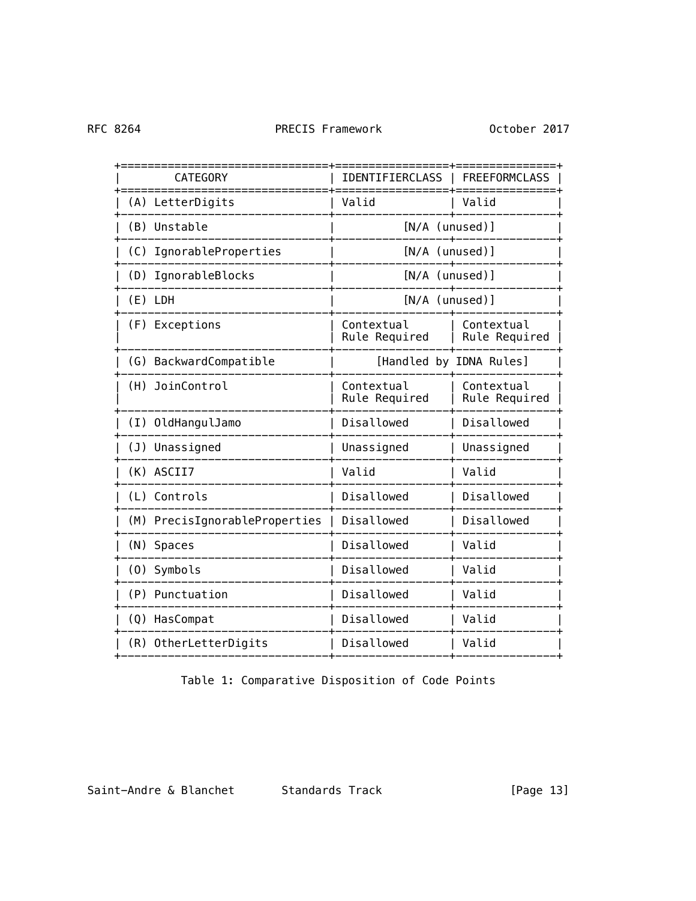| CATEGORY | IDENTIFIERCLASS | FREEFORMCLASS |
|---|---|---|
| (A) LetterDigits | Valid | Valid |
| (B) Unstable | [N/A (unused)] | |
| (C) IgnorableProperties | [N/A (unused)] | |
| (D) IgnorableBlocks | [N/A (unused)] | |
| (E) LDH | [N/A (unused)] | |
| (F) Exceptions | Contextual Rule Required | Contextual Rule Required |
| (G) BackwardCompatible | [Handled by IDNA Rules] | |
| (H) JoinControl | Contextual Rule Required | Contextual Rule Required |
| (I) OldHangulJamo | Disallowed | Disallowed |
| (J) Unassigned | Unassigned | Unassigned |
| (K) ASCII7 | Valid | Valid |
| (L) Controls | Disallowed | Disallowed |
| (M) PrecisIgnorableProperties | Disallowed | Disallowed |
| (N) Spaces | Disallowed | Valid |
| (O) Symbols | Disallowed | Valid |
| (P) Punctuation | Disallowed | Valid |
| (Q) HasCompat | Disallowed | Valid |
| (R) OtherLetterDigits | Disallowed | Valid |

Table 1: Comparative Disposition of Code Points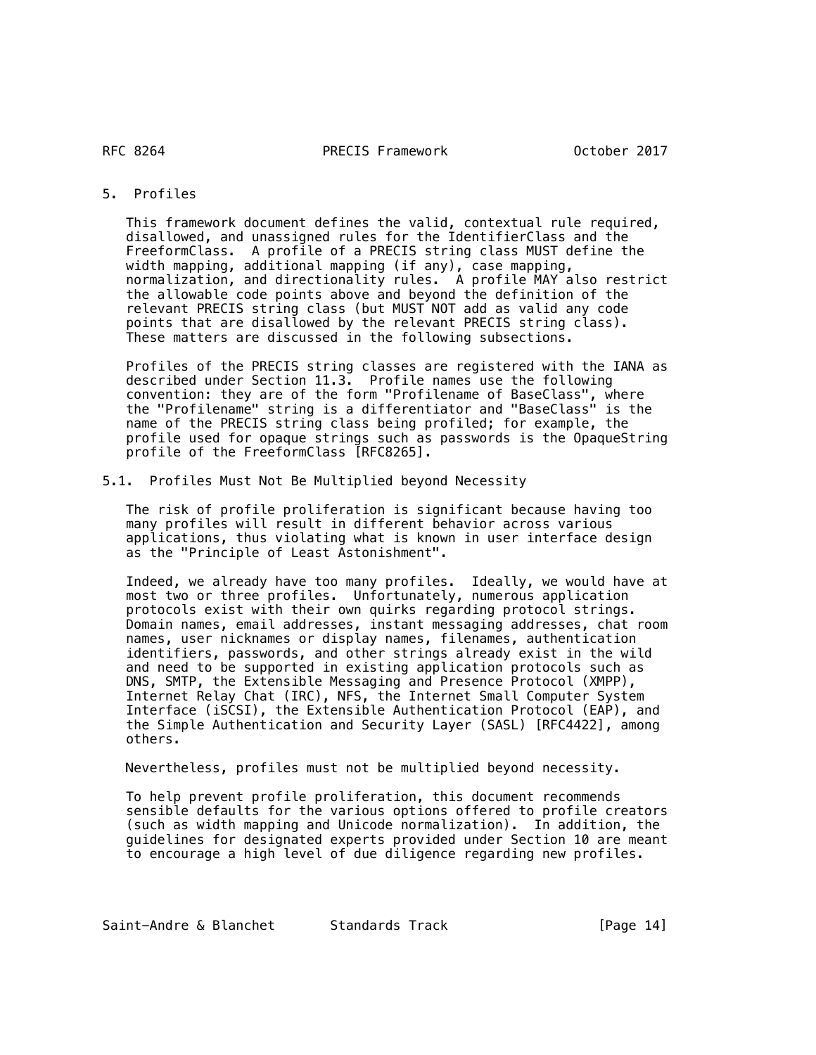## 5. Profiles

This framework document defines the valid, contextual rule required, disallowed, and unassigned rules for the IdentifierClass and the FreeformClass. A profile of a PRECIS string class MUST define the width mapping, additional mapping (if any), case mapping, normalization, and directionality rules. A profile MAY also restrict the allowable code points above and beyond the definition of the relevant PRECIS string class (but MUST NOT add as valid any code points that are disallowed by the relevant PRECIS string class). These matters are discussed in the following subsections.

Profiles of the PRECIS string classes are registered with the IANA as described under Section 11.3. Profile names use the following convention: they are of the form "Profilename of BaseClass", where the "Profilename" string is a differentiator and "BaseClass" is the name of the PRECIS string class being profiled; for example, the profile used for opaque strings such as passwords is the OpaqueString profile of the FreeformClass [RFC8265].

### 5.1. Profiles Must Not Be Multiplied beyond Necessity

The risk of profile proliferation is significant because having too many profiles will result in different behavior across various applications, thus violating what is known in user interface design as the "Principle of Least Astonishment".

Indeed, we already have too many profiles. Ideally, we would have at most two or three profiles. Unfortunately, numerous application protocols exist with their own quirks regarding protocol strings. Domain names, email addresses, instant messaging addresses, chat room names, user nicknames or display names, filenames, authentication identifiers, passwords, and other strings already exist in the wild and need to be supported in existing application protocols such as DNS, SMTP, the Extensible Messaging and Presence Protocol (XMPP), Internet Relay Chat (IRC), NFS, the Internet Small Computer System Interface (iSCSI), the Extensible Authentication Protocol (EAP), and the Simple Authentication and Security Layer (SASL) [RFC4422], among others.

Nevertheless, profiles must not be multiplied beyond necessity.

To help prevent profile proliferation, this document recommends sensible defaults for the various options offered to profile creators (such as width mapping and Unicode normalization). In addition, the guidelines for designated experts provided under Section 10 are meant to encourage a high level of due diligence regarding new profiles.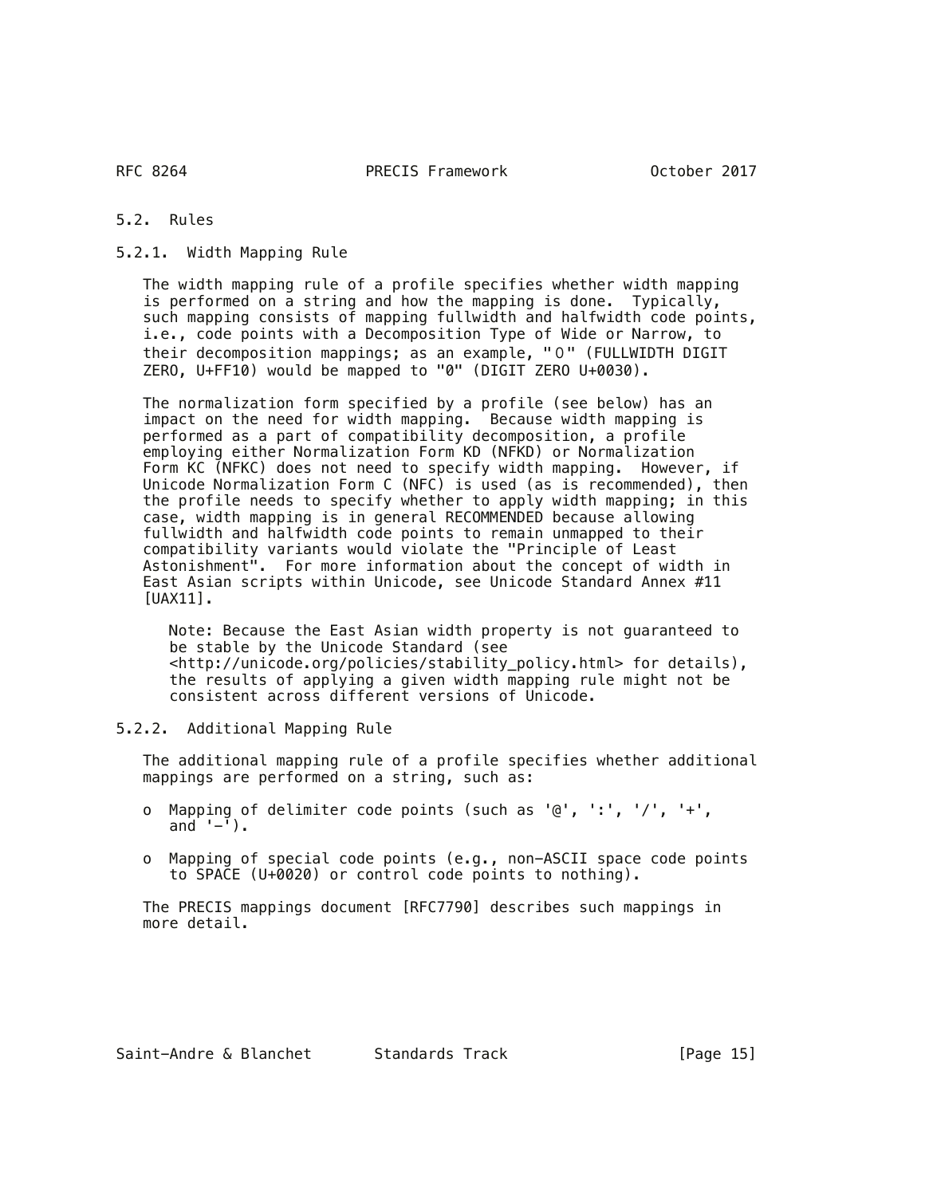### 5.2. Rules

#### 5.2.1. Width Mapping Rule

The width mapping rule of a profile specifies whether width mapping is performed on a string and how the mapping is done. Typically, such mapping consists of mapping fullwidth and halfwidth code points, i.e., code points with a Decomposition Type of Wide or Narrow, to their decomposition mappings; as an example, "０" (FULLWIDTH DIGIT ZERO, U+FF10) would be mapped to "0" (DIGIT ZERO U+0030).

The normalization form specified by a profile (see below) has an impact on the need for width mapping. Because width mapping is performed as a part of compatibility decomposition, a profile employing either Normalization Form KD (NFKD) or Normalization Form KC (NFKC) does not need to specify width mapping. However, if Unicode Normalization Form C (NFC) is used (as is recommended), then the profile needs to specify whether to apply width mapping; in this case, width mapping is in general RECOMMENDED because allowing fullwidth and halfwidth code points to remain unmapped to their compatibility variants would violate the "Principle of Least Astonishment". For more information about the concept of width in East Asian scripts within Unicode, see Unicode Standard Annex #11 [UAX11].

> Note: Because the East Asian width property is not guaranteed to be stable by the Unicode Standard (see <http://unicode.org/policies/stability_policy.html> for details), the results of applying a given width mapping rule might not be consistent across different versions of Unicode.

#### 5.2.2. Additional Mapping Rule

The additional mapping rule of a profile specifies whether additional mappings are performed on a string, such as:

- Mapping of delimiter code points (such as '@', ':', '/', '+', and '-').
- Mapping of special code points (e.g., non-ASCII space code points to SPACE (U+0020) or control code points to nothing).

The PRECIS mappings document [RFC7790] describes such mappings in more detail.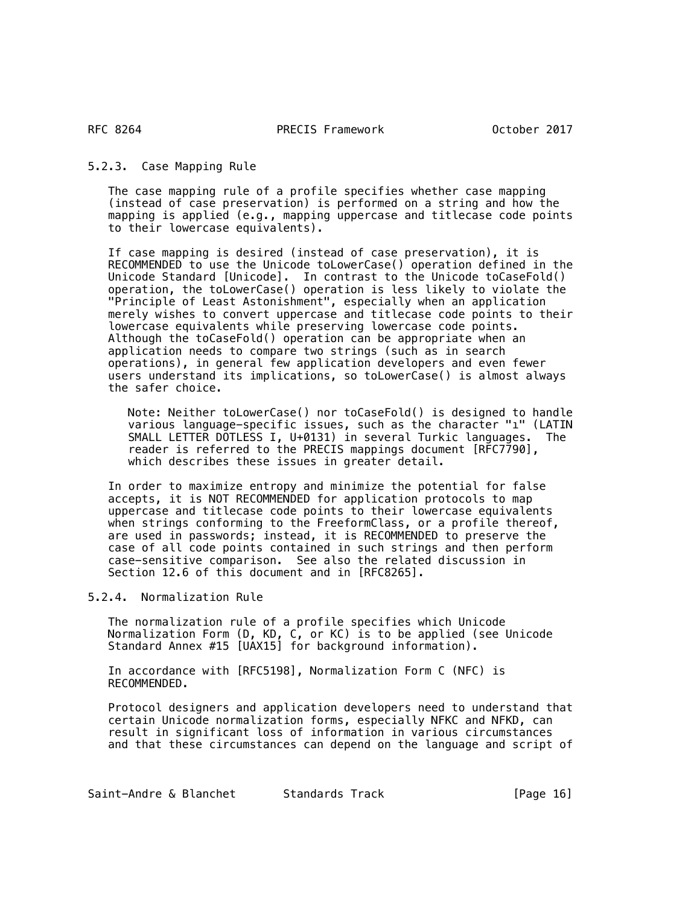### 5.2.3. Case Mapping Rule

The case mapping rule of a profile specifies whether case mapping (instead of case preservation) is performed on a string and how the mapping is applied (e.g., mapping uppercase and titlecase code points to their lowercase equivalents).

If case mapping is desired (instead of case preservation), it is RECOMMENDED to use the Unicode toLowerCase() operation defined in the Unicode Standard [Unicode]. In contrast to the Unicode toCaseFold() operation, the toLowerCase() operation is less likely to violate the "Principle of Least Astonishment", especially when an application merely wishes to convert uppercase and titlecase code points to their lowercase equivalents while preserving lowercase code points. Although the toCaseFold() operation can be appropriate when an application needs to compare two strings (such as in search operations), in general few application developers and even fewer users understand its implications, so toLowerCase() is almost always the safer choice.

> Note: Neither toLowerCase() nor toCaseFold() is designed to handle various language-specific issues, such as the character "ı" (LATIN SMALL LETTER DOTLESS I, U+0131) in several Turkic languages. The reader is referred to the PRECIS mappings document [RFC7790], which describes these issues in greater detail.

In order to maximize entropy and minimize the potential for false accepts, it is NOT RECOMMENDED for application protocols to map uppercase and titlecase code points to their lowercase equivalents when strings conforming to the FreeformClass, or a profile thereof, are used in passwords; instead, it is RECOMMENDED to preserve the case of all code points contained in such strings and then perform case-sensitive comparison. See also the related discussion in Section 12.6 of this document and in [RFC8265].

### 5.2.4. Normalization Rule

The normalization rule of a profile specifies which Unicode Normalization Form (D, KD, C, or KC) is to be applied (see Unicode Standard Annex #15 [UAX15] for background information).

In accordance with [RFC5198], Normalization Form C (NFC) is RECOMMENDED.

Protocol designers and application developers need to understand that certain Unicode normalization forms, especially NFKC and NFKD, can result in significant loss of information in various circumstances and that these circumstances can depend on the language and script of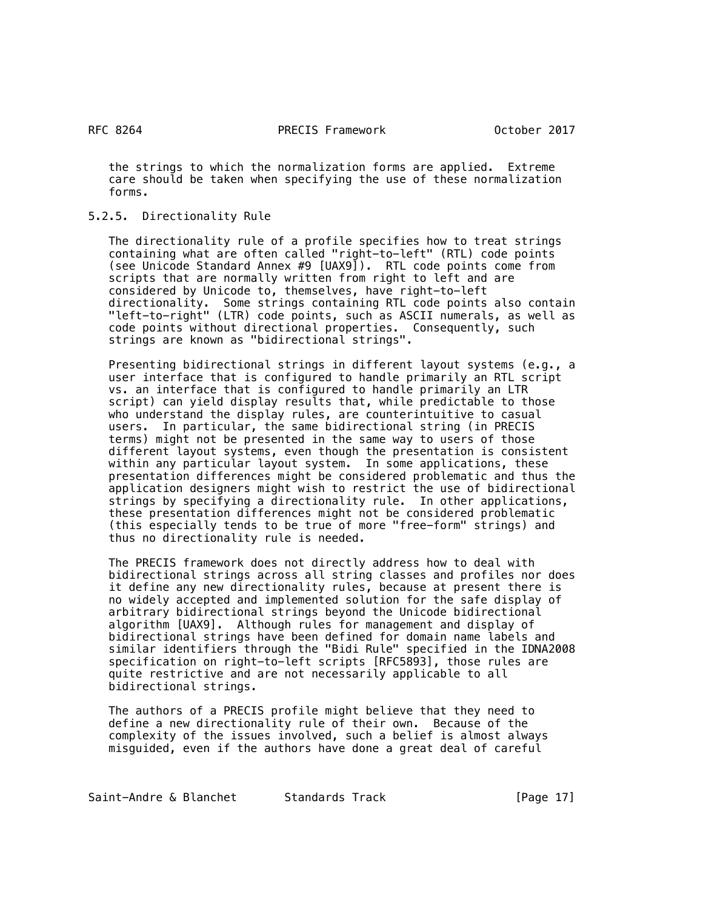the strings to which the normalization forms are applied. Extreme care should be taken when specifying the use of these normalization forms.

### 5.2.5. Directionality Rule

The directionality rule of a profile specifies how to treat strings containing what are often called "right-to-left" (RTL) code points (see Unicode Standard Annex #9 [UAX9]). RTL code points come from scripts that are normally written from right to left and are considered by Unicode to, themselves, have right-to-left directionality. Some strings containing RTL code points also contain "left-to-right" (LTR) code points, such as ASCII numerals, as well as code points without directional properties. Consequently, such strings are known as "bidirectional strings".

Presenting bidirectional strings in different layout systems (e.g., a user interface that is configured to handle primarily an RTL script vs. an interface that is configured to handle primarily an LTR script) can yield display results that, while predictable to those who understand the display rules, are counterintuitive to casual users. In particular, the same bidirectional string (in PRECIS terms) might not be presented in the same way to users of those different layout systems, even though the presentation is consistent within any particular layout system. In some applications, these presentation differences might be considered problematic and thus the application designers might wish to restrict the use of bidirectional strings by specifying a directionality rule. In other applications, these presentation differences might not be considered problematic (this especially tends to be true of more "free-form" strings) and thus no directionality rule is needed.

The PRECIS framework does not directly address how to deal with bidirectional strings across all string classes and profiles nor does it define any new directionality rules, because at present there is no widely accepted and implemented solution for the safe display of arbitrary bidirectional strings beyond the Unicode bidirectional algorithm [UAX9]. Although rules for management and display of bidirectional strings have been defined for domain name labels and similar identifiers through the "Bidi Rule" specified in the IDNA2008 specification on right-to-left scripts [RFC5893], those rules are quite restrictive and are not necessarily applicable to all bidirectional strings.

The authors of a PRECIS profile might believe that they need to define a new directionality rule of their own. Because of the complexity of the issues involved, such a belief is almost always misguided, even if the authors have done a great deal of careful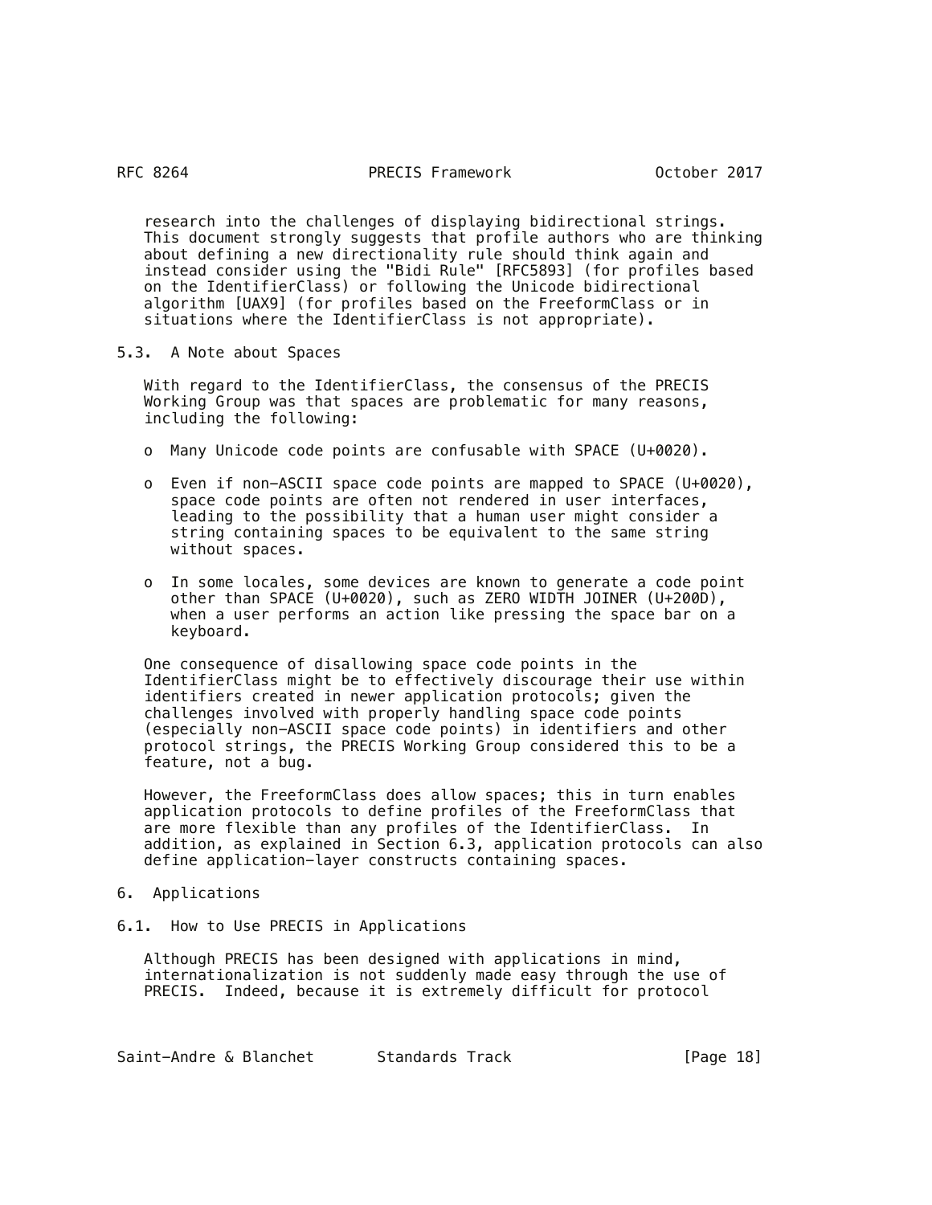research into the challenges of displaying bidirectional strings. This document strongly suggests that profile authors who are thinking about defining a new directionality rule should think again and instead consider using the "Bidi Rule" [RFC5893] (for profiles based on the IdentifierClass) or following the Unicode bidirectional algorithm [UAX9] (for profiles based on the FreeformClass or in situations where the IdentifierClass is not appropriate).

### 5.3. A Note about Spaces

With regard to the IdentifierClass, the consensus of the PRECIS Working Group was that spaces are problematic for many reasons, including the following:

- Many Unicode code points are confusable with SPACE (U+0020).

- Even if non-ASCII space code points are mapped to SPACE (U+0020), space code points are often not rendered in user interfaces, leading to the possibility that a human user might consider a string containing spaces to be equivalent to the same string without spaces.

- In some locales, some devices are known to generate a code point other than SPACE (U+0020), such as ZERO WIDTH JOINER (U+200D), when a user performs an action like pressing the space bar on a keyboard.

One consequence of disallowing space code points in the IdentifierClass might be to effectively discourage their use within identifiers created in newer application protocols; given the challenges involved with properly handling space code points (especially non-ASCII space code points) in identifiers and other protocol strings, the PRECIS Working Group considered this to be a feature, not a bug.

However, the FreeformClass does allow spaces; this in turn enables application protocols to define profiles of the FreeformClass that are more flexible than any profiles of the IdentifierClass. In addition, as explained in Section 6.3, application protocols can also define application-layer constructs containing spaces.

## 6. Applications

### 6.1. How to Use PRECIS in Applications

Although PRECIS has been designed with applications in mind, internationalization is not suddenly made easy through the use of PRECIS. Indeed, because it is extremely difficult for protocol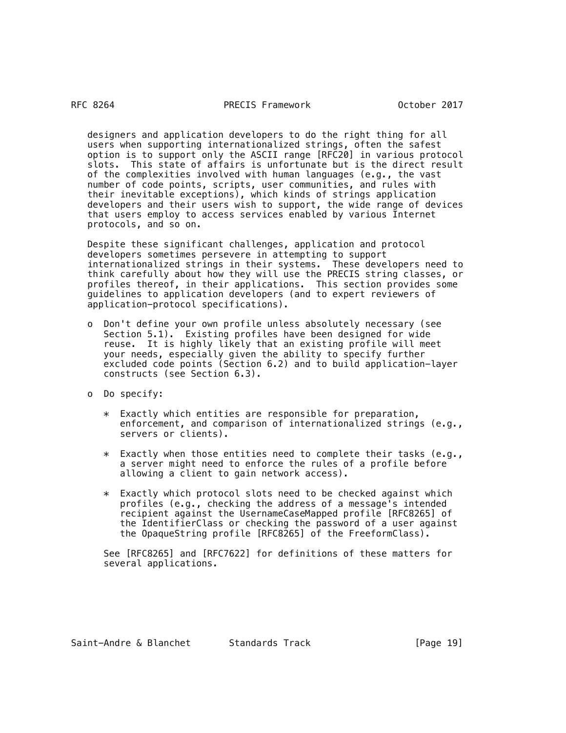designers and application developers to do the right thing for all users when supporting internationalized strings, often the safest option is to support only the ASCII range [RFC20] in various protocol slots. This state of affairs is unfortunate but is the direct result of the complexities involved with human languages (e.g., the vast number of code points, scripts, user communities, and rules with their inevitable exceptions), which kinds of strings application developers and their users wish to support, the wide range of devices that users employ to access services enabled by various Internet protocols, and so on.

Despite these significant challenges, application and protocol developers sometimes persevere in attempting to support internationalized strings in their systems. These developers need to think carefully about how they will use the PRECIS string classes, or profiles thereof, in their applications. This section provides some guidelines to application developers (and to expert reviewers of application-protocol specifications).

- Don't define your own profile unless absolutely necessary (see Section 5.1). Existing profiles have been designed for wide reuse. It is highly likely that an existing profile will meet your needs, especially given the ability to specify further excluded code points (Section 6.2) and to build application-layer constructs (see Section 6.3).

- Do specify:

  * Exactly which entities are responsible for preparation, enforcement, and comparison of internationalized strings (e.g., servers or clients).

  * Exactly when those entities need to complete their tasks (e.g., a server might need to enforce the rules of a profile before allowing a client to gain network access).

  * Exactly which protocol slots need to be checked against which profiles (e.g., checking the address of a message's intended recipient against the UsernameCaseMapped profile [RFC8265] of the IdentifierClass or checking the password of a user against the OpaqueString profile [RFC8265] of the FreeformClass).

  See [RFC8265] and [RFC7622] for definitions of these matters for several applications.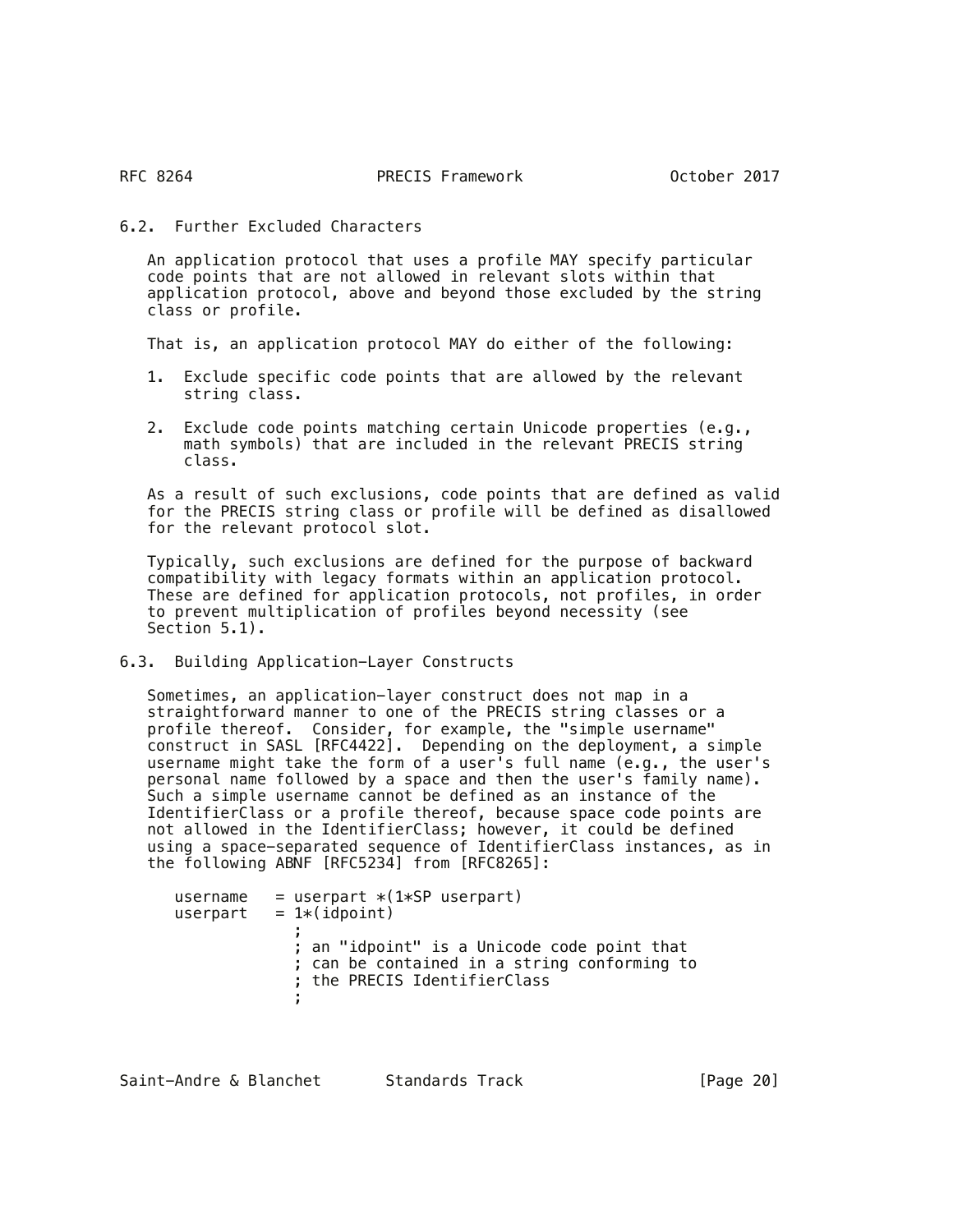### 6.2. Further Excluded Characters

An application protocol that uses a profile MAY specify particular code points that are not allowed in relevant slots within that application protocol, above and beyond those excluded by the string class or profile.

That is, an application protocol MAY do either of the following:

1. Exclude specific code points that are allowed by the relevant string class.

2. Exclude code points matching certain Unicode properties (e.g., math symbols) that are included in the relevant PRECIS string class.

As a result of such exclusions, code points that are defined as valid for the PRECIS string class or profile will be defined as disallowed for the relevant protocol slot.

Typically, such exclusions are defined for the purpose of backward compatibility with legacy formats within an application protocol. These are defined for application protocols, not profiles, in order to prevent multiplication of profiles beyond necessity (see Section 5.1).

### 6.3. Building Application-Layer Constructs

Sometimes, an application-layer construct does not map in a straightforward manner to one of the PRECIS string classes or a profile thereof. Consider, for example, the "simple username" construct in SASL [RFC4422]. Depending on the deployment, a simple username might take the form of a user's full name (e.g., the user's personal name followed by a space and then the user's family name). Such a simple username cannot be defined as an instance of the IdentifierClass or a profile thereof, because space code points are not allowed in the IdentifierClass; however, it could be defined using a space-separated sequence of IdentifierClass instances, as in the following ABNF [RFC5234] from [RFC8265]:

```
username   = userpart *(1*SP userpart)
userpart   = 1*(idpoint)
             ;
             ; an "idpoint" is a Unicode code point that
             ; can be contained in a string conforming to
             ; the PRECIS IdentifierClass
             ;
```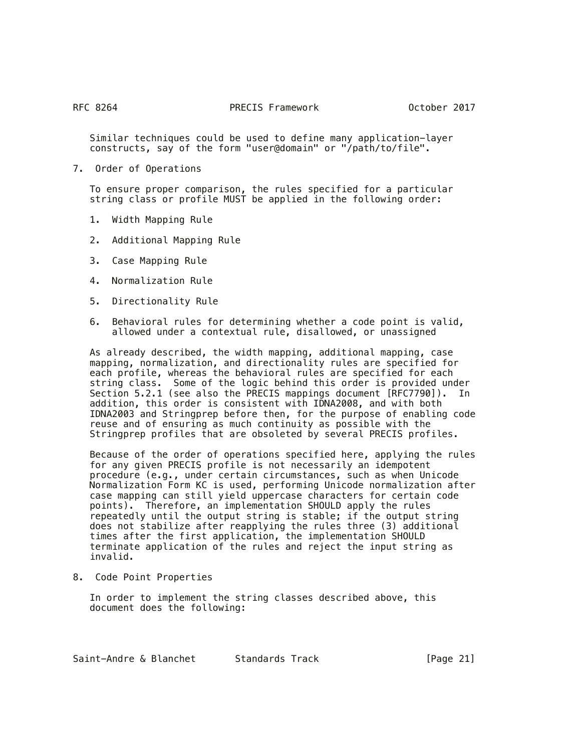Similar techniques could be used to define many application-layer constructs, say of the form "user@domain" or "/path/to/file".

## 7. Order of Operations

To ensure proper comparison, the rules specified for a particular string class or profile MUST be applied in the following order:

1. Width Mapping Rule
2. Additional Mapping Rule
3. Case Mapping Rule
4. Normalization Rule
5. Directionality Rule
6. Behavioral rules for determining whether a code point is valid, allowed under a contextual rule, disallowed, or unassigned

As already described, the width mapping, additional mapping, case mapping, normalization, and directionality rules are specified for each profile, whereas the behavioral rules are specified for each string class. Some of the logic behind this order is provided under Section 5.2.1 (see also the PRECIS mappings document [RFC7790]). In addition, this order is consistent with IDNA2008, and with both IDNA2003 and Stringprep before then, for the purpose of enabling code reuse and of ensuring as much continuity as possible with the Stringprep profiles that are obsoleted by several PRECIS profiles.

Because of the order of operations specified here, applying the rules for any given PRECIS profile is not necessarily an idempotent procedure (e.g., under certain circumstances, such as when Unicode Normalization Form KC is used, performing Unicode normalization after case mapping can still yield uppercase characters for certain code points). Therefore, an implementation SHOULD apply the rules repeatedly until the output string is stable; if the output string does not stabilize after reapplying the rules three (3) additional times after the first application, the implementation SHOULD terminate application of the rules and reject the input string as invalid.

## 8. Code Point Properties

In order to implement the string classes described above, this document does the following: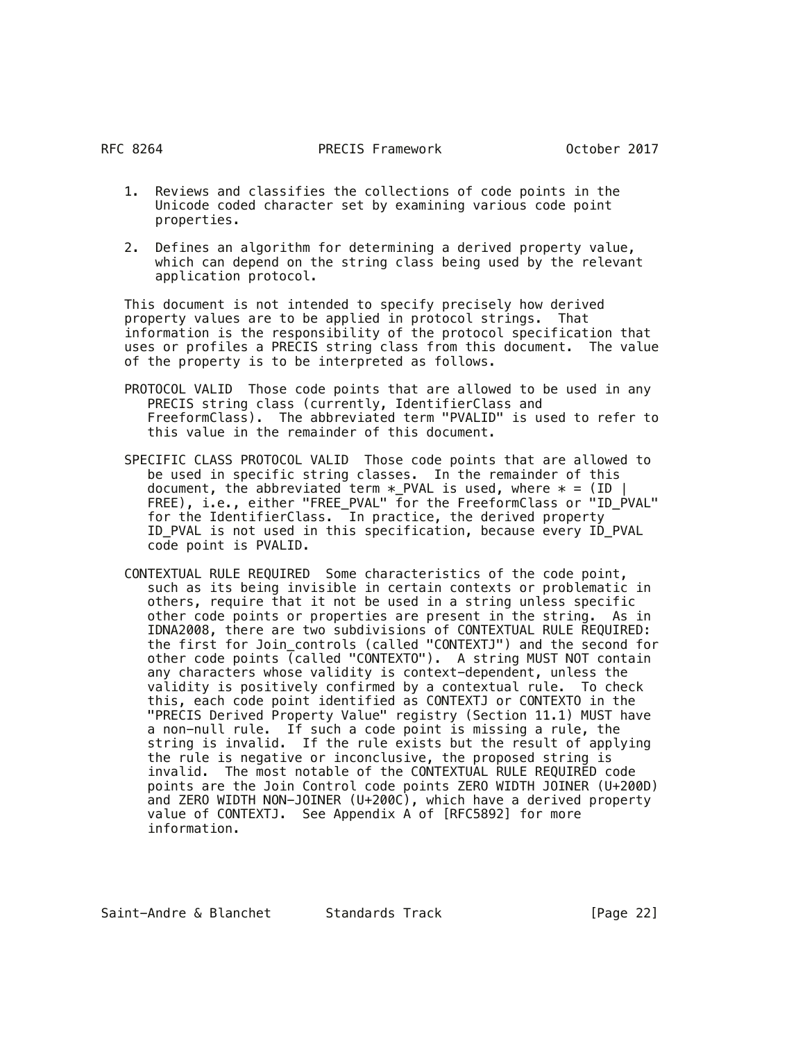1. Reviews and classifies the collections of code points in the Unicode coded character set by examining various code point properties.

2. Defines an algorithm for determining a derived property value, which can depend on the string class being used by the relevant application protocol.

This document is not intended to specify precisely how derived property values are to be applied in protocol strings. That information is the responsibility of the protocol specification that uses or profiles a PRECIS string class from this document. The value of the property is to be interpreted as follows.

PROTOCOL VALID Those code points that are allowed to be used in any PRECIS string class (currently, IdentifierClass and FreeformClass). The abbreviated term "PVALID" is used to refer to this value in the remainder of this document.

SPECIFIC CLASS PROTOCOL VALID Those code points that are allowed to be used in specific string classes. In the remainder of this document, the abbreviated term *_PVAL is used, where * = (ID | FREE), i.e., either "FREE_PVAL" for the FreeformClass or "ID_PVAL" for the IdentifierClass. In practice, the derived property ID_PVAL is not used in this specification, because every ID_PVAL code point is PVALID.

CONTEXTUAL RULE REQUIRED Some characteristics of the code point, such as its being invisible in certain contexts or problematic in others, require that it not be used in a string unless specific other code points or properties are present in the string. As in IDNA2008, there are two subdivisions of CONTEXTUAL RULE REQUIRED: the first for Join_controls (called "CONTEXTJ") and the second for other code points (called "CONTEXTO"). A string MUST NOT contain any characters whose validity is context-dependent, unless the validity is positively confirmed by a contextual rule. To check this, each code point identified as CONTEXTJ or CONTEXTO in the "PRECIS Derived Property Value" registry (Section 11.1) MUST have a non-null rule. If such a code point is missing a rule, the string is invalid. If the rule exists but the result of applying the rule is negative or inconclusive, the proposed string is invalid. The most notable of the CONTEXTUAL RULE REQUIRED code points are the Join Control code points ZERO WIDTH JOINER (U+200D) and ZERO WIDTH NON-JOINER (U+200C), which have a derived property value of CONTEXTJ. See Appendix A of [RFC5892] for more information.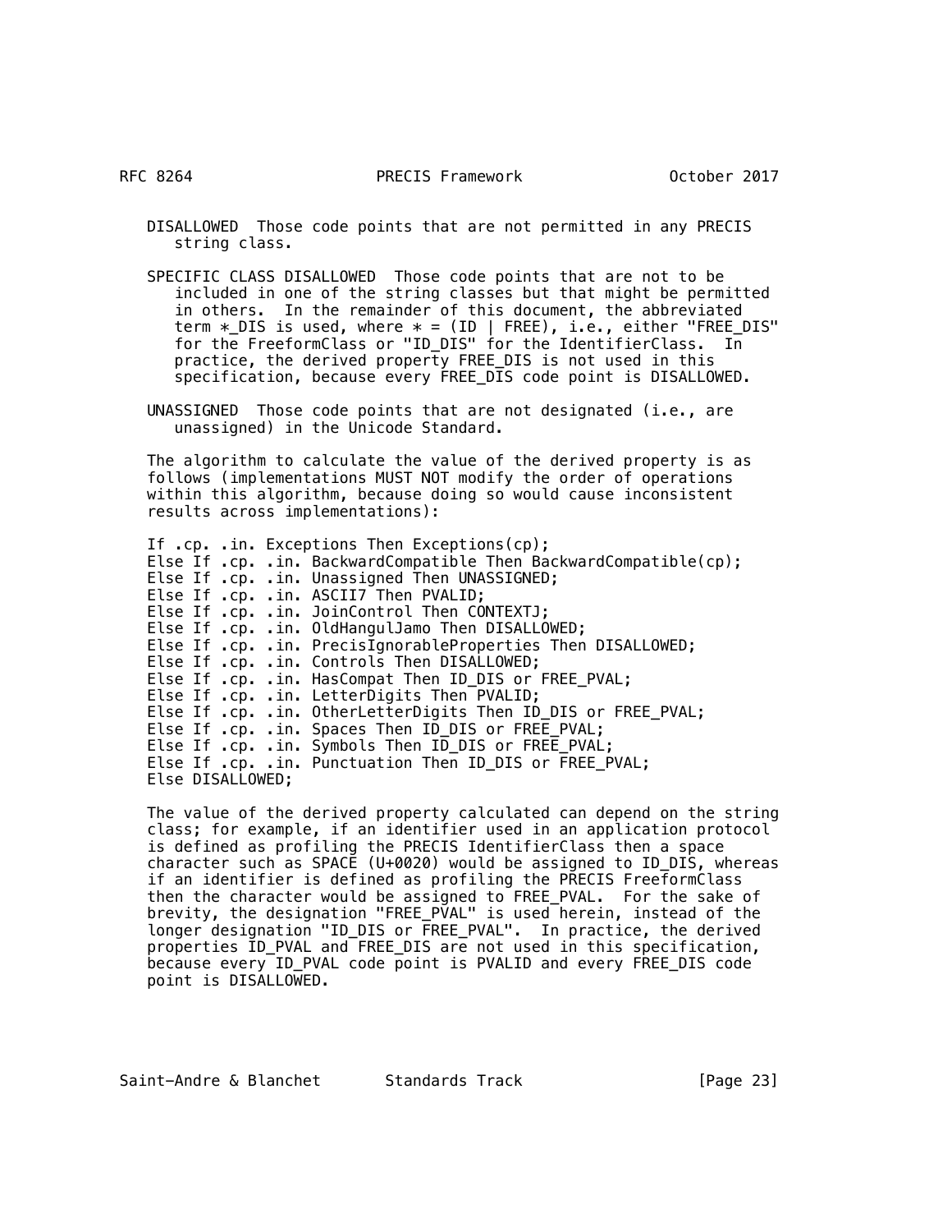DISALLOWED  Those code points that are not permitted in any PRECIS string class.

SPECIFIC CLASS DISALLOWED  Those code points that are not to be included in one of the string classes but that might be permitted in others. In the remainder of this document, the abbreviated term *_DIS is used, where * = (ID | FREE), i.e., either "FREE_DIS" for the FreeformClass or "ID_DIS" for the IdentifierClass. In practice, the derived property FREE_DIS is not used in this specification, because every FREE_DIS code point is DISALLOWED.

UNASSIGNED  Those code points that are not designated (i.e., are unassigned) in the Unicode Standard.

The algorithm to calculate the value of the derived property is as follows (implementations MUST NOT modify the order of operations within this algorithm, because doing so would cause inconsistent results across implementations):

```
If .cp. .in. Exceptions Then Exceptions(cp);
Else If .cp. .in. BackwardCompatible Then BackwardCompatible(cp);
Else If .cp. .in. Unassigned Then UNASSIGNED;
Else If .cp. .in. ASCII7 Then PVALID;
Else If .cp. .in. JoinControl Then CONTEXTJ;
Else If .cp. .in. OldHangulJamo Then DISALLOWED;
Else If .cp. .in. PrecisIgnorableProperties Then DISALLOWED;
Else If .cp. .in. Controls Then DISALLOWED;
Else If .cp. .in. HasCompat Then ID_DIS or FREE_PVAL;
Else If .cp. .in. LetterDigits Then PVALID;
Else If .cp. .in. OtherLetterDigits Then ID_DIS or FREE_PVAL;
Else If .cp. .in. Spaces Then ID_DIS or FREE_PVAL;
Else If .cp. .in. Symbols Then ID_DIS or FREE_PVAL;
Else If .cp. .in. Punctuation Then ID_DIS or FREE_PVAL;
Else DISALLOWED;
```

The value of the derived property calculated can depend on the string class; for example, if an identifier used in an application protocol is defined as profiling the PRECIS IdentifierClass then a space character such as SPACE (U+0020) would be assigned to ID_DIS, whereas if an identifier is defined as profiling the PRECIS FreeformClass then the character would be assigned to FREE_PVAL. For the sake of brevity, the designation "FREE_PVAL" is used herein, instead of the longer designation "ID_DIS or FREE_PVAL". In practice, the derived properties ID_PVAL and FREE_DIS are not used in this specification, because every ID_PVAL code point is PVALID and every FREE_DIS code point is DISALLOWED.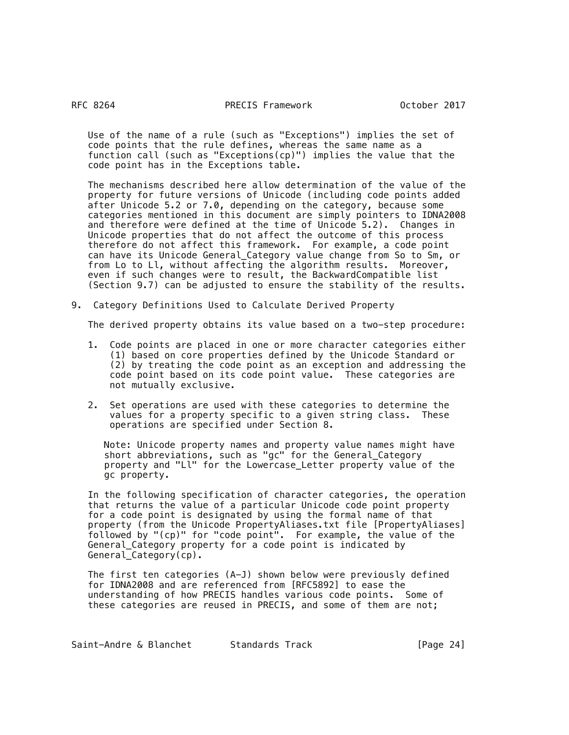Use of the name of a rule (such as "Exceptions") implies the set of code points that the rule defines, whereas the same name as a function call (such as "Exceptions(cp)") implies the value that the code point has in the Exceptions table.

The mechanisms described here allow determination of the value of the property for future versions of Unicode (including code points added after Unicode 5.2 or 7.0, depending on the category, because some categories mentioned in this document are simply pointers to IDNA2008 and therefore were defined at the time of Unicode 5.2). Changes in Unicode properties that do not affect the outcome of this process therefore do not affect this framework. For example, a code point can have its Unicode General_Category value change from So to Sm, or from Lo to Ll, without affecting the algorithm results. Moreover, even if such changes were to result, the BackwardCompatible list (Section 9.7) can be adjusted to ensure the stability of the results.

# 9. Category Definitions Used to Calculate Derived Property

The derived property obtains its value based on a two-step procedure:

1. Code points are placed in one or more character categories either (1) based on core properties defined by the Unicode Standard or (2) by treating the code point as an exception and addressing the code point based on its code point value. These categories are not mutually exclusive.

2. Set operations are used with these categories to determine the values for a property specific to a given string class. These operations are specified under Section 8.

   Note: Unicode property names and property value names might have short abbreviations, such as "gc" for the General_Category property and "Ll" for the Lowercase_Letter property value of the gc property.

In the following specification of character categories, the operation that returns the value of a particular Unicode code point property for a code point is designated by using the formal name of that property (from the Unicode PropertyAliases.txt file [PropertyAliases] followed by "(cp)" for "code point". For example, the value of the General_Category property for a code point is indicated by General_Category(cp).

The first ten categories (A-J) shown below were previously defined for IDNA2008 and are referenced from [RFC5892] to ease the understanding of how PRECIS handles various code points. Some of these categories are reused in PRECIS, and some of them are not;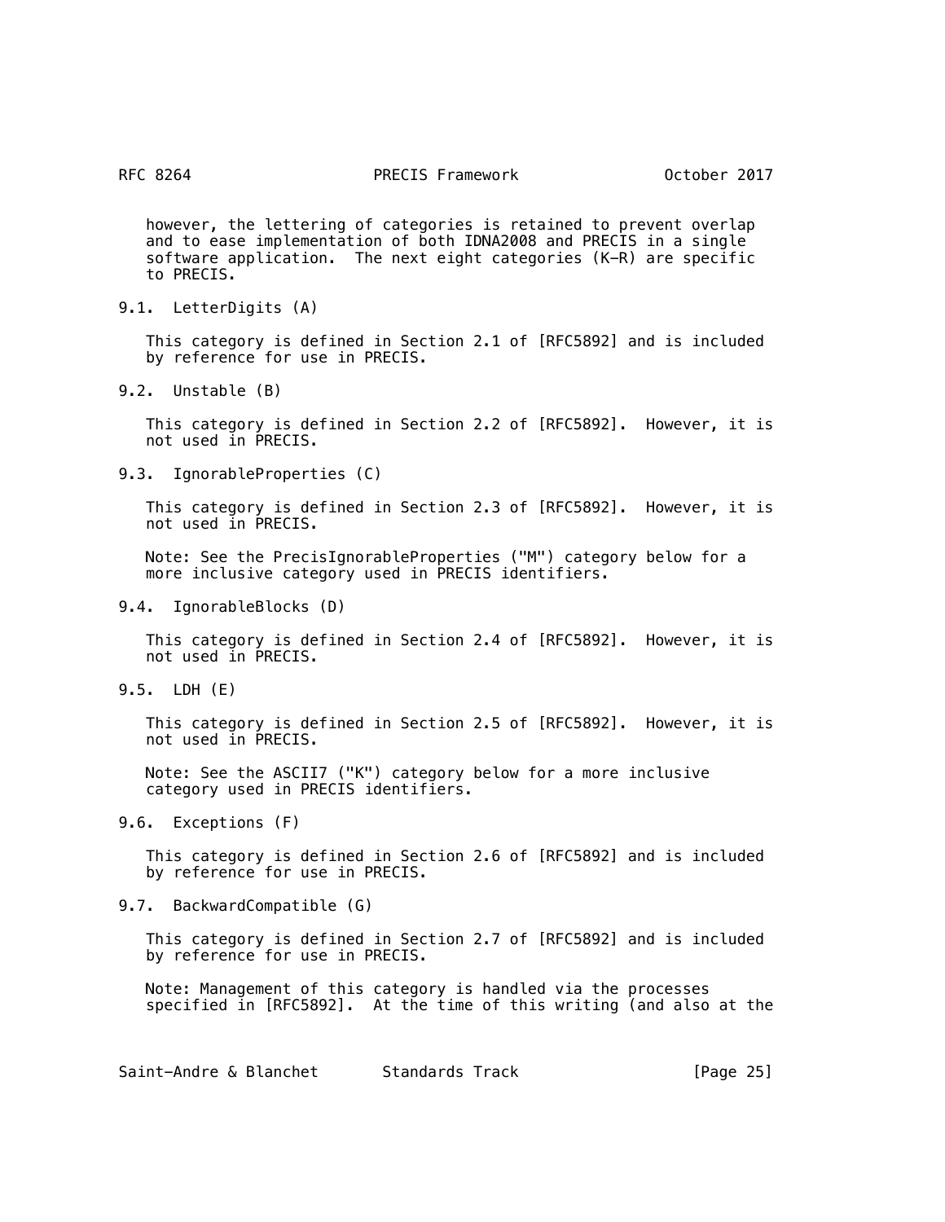however, the lettering of categories is retained to prevent overlap and to ease implementation of both IDNA2008 and PRECIS in a single software application. The next eight categories (K-R) are specific to PRECIS.

### 9.1. LetterDigits (A)

This category is defined in Section 2.1 of [RFC5892] and is included by reference for use in PRECIS.

### 9.2. Unstable (B)

This category is defined in Section 2.2 of [RFC5892]. However, it is not used in PRECIS.

### 9.3. IgnorableProperties (C)

This category is defined in Section 2.3 of [RFC5892]. However, it is not used in PRECIS.

Note: See the PrecisIgnorableProperties ("M") category below for a more inclusive category used in PRECIS identifiers.

### 9.4. IgnorableBlocks (D)

This category is defined in Section 2.4 of [RFC5892]. However, it is not used in PRECIS.

### 9.5. LDH (E)

This category is defined in Section 2.5 of [RFC5892]. However, it is not used in PRECIS.

Note: See the ASCII7 ("K") category below for a more inclusive category used in PRECIS identifiers.

### 9.6. Exceptions (F)

This category is defined in Section 2.6 of [RFC5892] and is included by reference for use in PRECIS.

### 9.7. BackwardCompatible (G)

This category is defined in Section 2.7 of [RFC5892] and is included by reference for use in PRECIS.

Note: Management of this category is handled via the processes specified in [RFC5892]. At the time of this writing (and also at the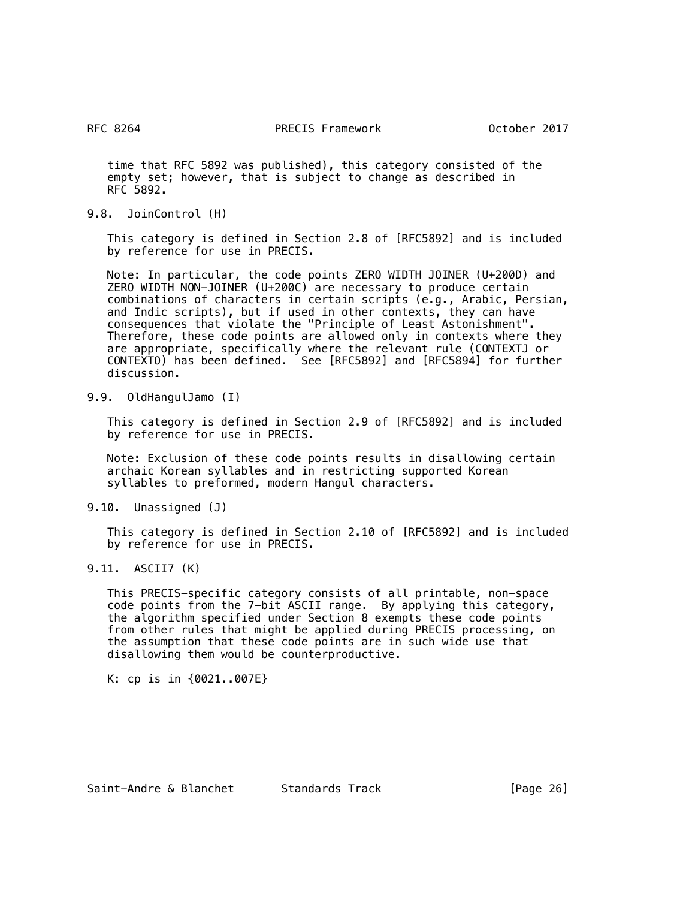time that RFC 5892 was published), this category consisted of the empty set; however, that is subject to change as described in RFC 5892.

### 9.8. JoinControl (H)

This category is defined in Section 2.8 of [RFC5892] and is included by reference for use in PRECIS.

Note: In particular, the code points ZERO WIDTH JOINER (U+200D) and ZERO WIDTH NON-JOINER (U+200C) are necessary to produce certain combinations of characters in certain scripts (e.g., Arabic, Persian, and Indic scripts), but if used in other contexts, they can have consequences that violate the "Principle of Least Astonishment". Therefore, these code points are allowed only in contexts where they are appropriate, specifically where the relevant rule (CONTEXTJ or CONTEXTO) has been defined. See [RFC5892] and [RFC5894] for further discussion.

### 9.9. OldHangulJamo (I)

This category is defined in Section 2.9 of [RFC5892] and is included by reference for use in PRECIS.

Note: Exclusion of these code points results in disallowing certain archaic Korean syllables and in restricting supported Korean syllables to preformed, modern Hangul characters.

### 9.10. Unassigned (J)

This category is defined in Section 2.10 of [RFC5892] and is included by reference for use in PRECIS.

### 9.11. ASCII7 (K)

This PRECIS-specific category consists of all printable, non-space code points from the 7-bit ASCII range. By applying this category, the algorithm specified under Section 8 exempts these code points from other rules that might be applied during PRECIS processing, on the assumption that these code points are in such wide use that disallowing them would be counterproductive.

```
K: cp is in {0021..007E}
```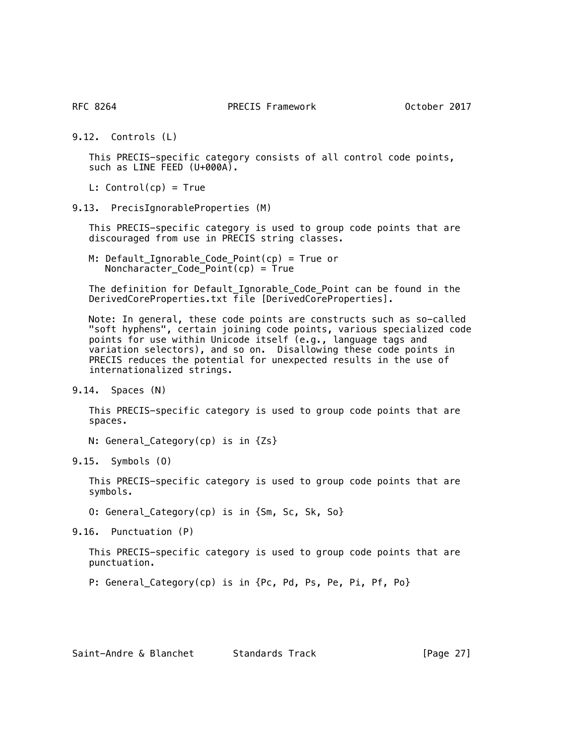### 9.12. Controls (L)

This PRECIS-specific category consists of all control code points, such as LINE FEED (U+000A).

L: Control(cp) = True

### 9.13. PrecisIgnorableProperties (M)

This PRECIS-specific category is used to group code points that are discouraged from use in PRECIS string classes.

M: Default_Ignorable_Code_Point(cp) = True or
   Noncharacter_Code_Point(cp) = True

The definition for Default_Ignorable_Code_Point can be found in the DerivedCoreProperties.txt file [DerivedCoreProperties].

Note: In general, these code points are constructs such as so-called "soft hyphens", certain joining code points, various specialized code points for use within Unicode itself (e.g., language tags and variation selectors), and so on. Disallowing these code points in PRECIS reduces the potential for unexpected results in the use of internationalized strings.

### 9.14. Spaces (N)

This PRECIS-specific category is used to group code points that are spaces.

N: General_Category(cp) is in {Zs}

### 9.15. Symbols (O)

This PRECIS-specific category is used to group code points that are symbols.

O: General_Category(cp) is in {Sm, Sc, Sk, So}

### 9.16. Punctuation (P)

This PRECIS-specific category is used to group code points that are punctuation.

P: General_Category(cp) is in {Pc, Pd, Ps, Pe, Pi, Pf, Po}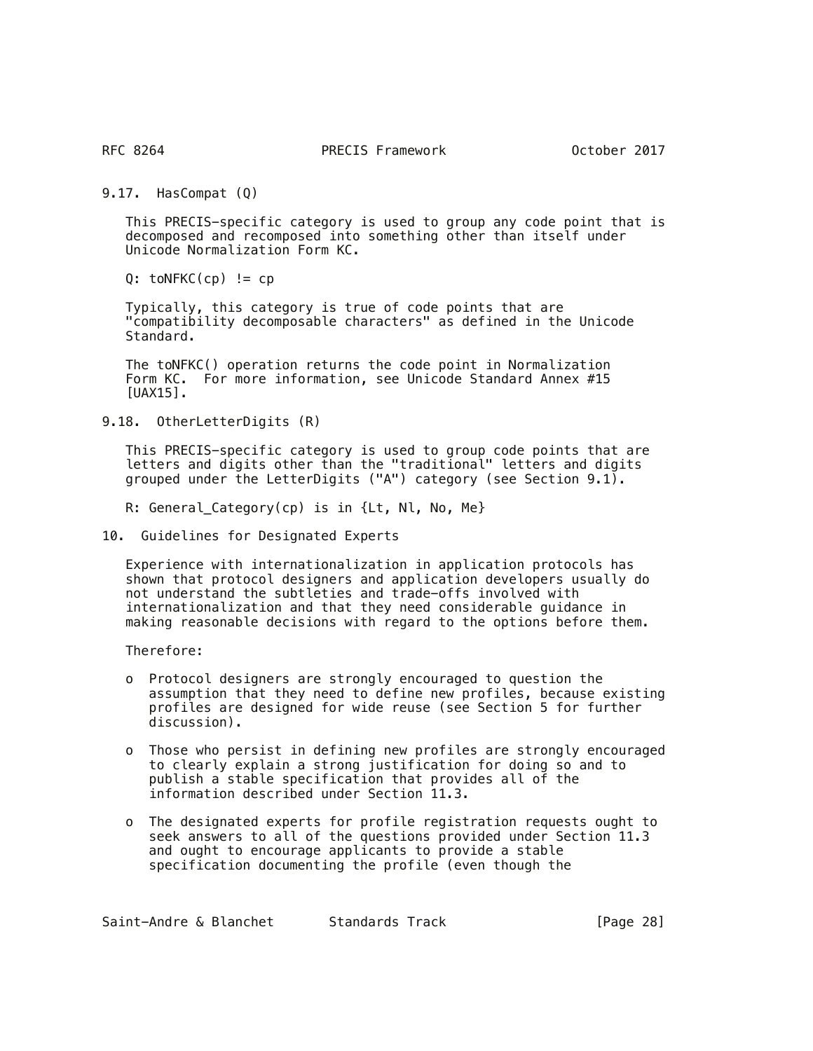### 9.17. HasCompat (Q)

This PRECIS-specific category is used to group any code point that is decomposed and recomposed into something other than itself under Unicode Normalization Form KC.

Q: toNFKC(cp) != cp

Typically, this category is true of code points that are "compatibility decomposable characters" as defined in the Unicode Standard.

The toNFKC() operation returns the code point in Normalization Form KC. For more information, see Unicode Standard Annex #15 [UAX15].

### 9.18. OtherLetterDigits (R)

This PRECIS-specific category is used to group code points that are letters and digits other than the "traditional" letters and digits grouped under the LetterDigits ("A") category (see Section 9.1).

R: General_Category(cp) is in {Lt, Nl, No, Me}

## 10. Guidelines for Designated Experts

Experience with internationalization in application protocols has shown that protocol designers and application developers usually do not understand the subtleties and trade-offs involved with internationalization and that they need considerable guidance in making reasonable decisions with regard to the options before them.

Therefore:

- Protocol designers are strongly encouraged to question the assumption that they need to define new profiles, because existing profiles are designed for wide reuse (see Section 5 for further discussion).
- Those who persist in defining new profiles are strongly encouraged to clearly explain a strong justification for doing so and to publish a stable specification that provides all of the information described under Section 11.3.
- The designated experts for profile registration requests ought to seek answers to all of the questions provided under Section 11.3 and ought to encourage applicants to provide a stable specification documenting the profile (even though the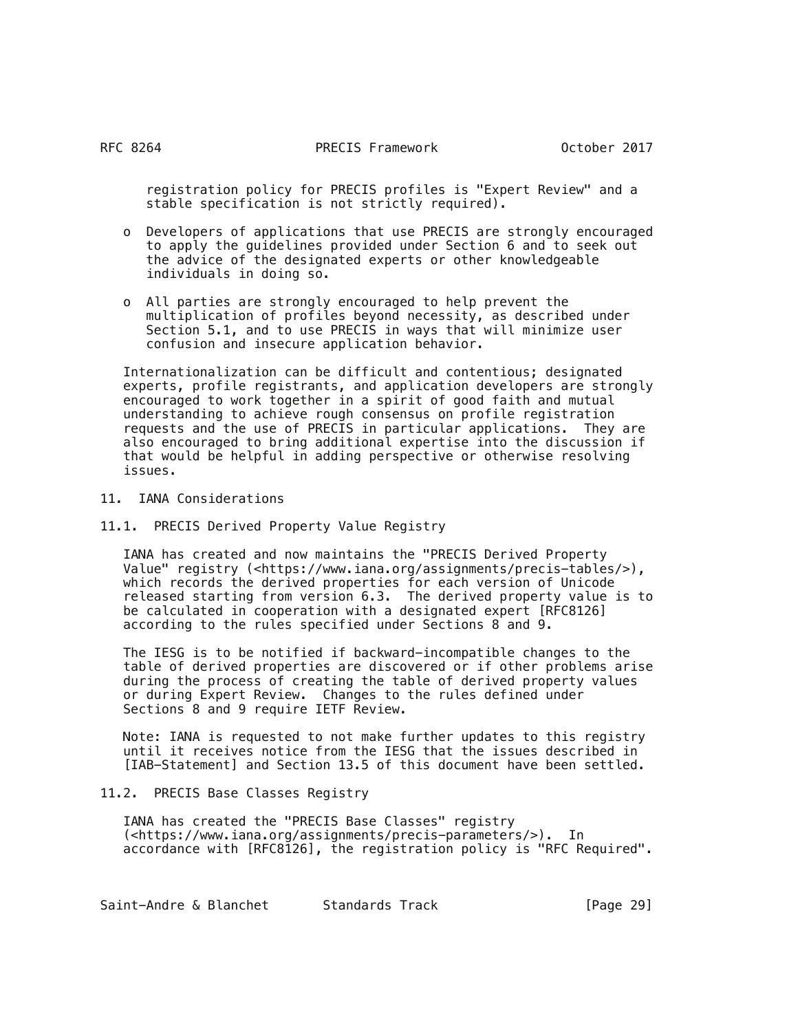registration policy for PRECIS profiles is "Expert Review" and a stable specification is not strictly required).

- Developers of applications that use PRECIS are strongly encouraged to apply the guidelines provided under Section 6 and to seek out the advice of the designated experts or other knowledgeable individuals in doing so.

- All parties are strongly encouraged to help prevent the multiplication of profiles beyond necessity, as described under Section 5.1, and to use PRECIS in ways that will minimize user confusion and insecure application behavior.

Internationalization can be difficult and contentious; designated experts, profile registrants, and application developers are strongly encouraged to work together in a spirit of good faith and mutual understanding to achieve rough consensus on profile registration requests and the use of PRECIS in particular applications. They are also encouraged to bring additional expertise into the discussion if that would be helpful in adding perspective or otherwise resolving issues.

## 11. IANA Considerations

### 11.1. PRECIS Derived Property Value Registry

IANA has created and now maintains the "PRECIS Derived Property Value" registry (<https://www.iana.org/assignments/precis-tables/>), which records the derived properties for each version of Unicode released starting from version 6.3. The derived property value is to be calculated in cooperation with a designated expert [RFC8126] according to the rules specified under Sections 8 and 9.

The IESG is to be notified if backward-incompatible changes to the table of derived properties are discovered or if other problems arise during the process of creating the table of derived property values or during Expert Review. Changes to the rules defined under Sections 8 and 9 require IETF Review.

Note: IANA is requested to not make further updates to this registry until it receives notice from the IESG that the issues described in [IAB-Statement] and Section 13.5 of this document have been settled.

### 11.2. PRECIS Base Classes Registry

IANA has created the "PRECIS Base Classes" registry (<https://www.iana.org/assignments/precis-parameters/>). In accordance with [RFC8126], the registration policy is "RFC Required".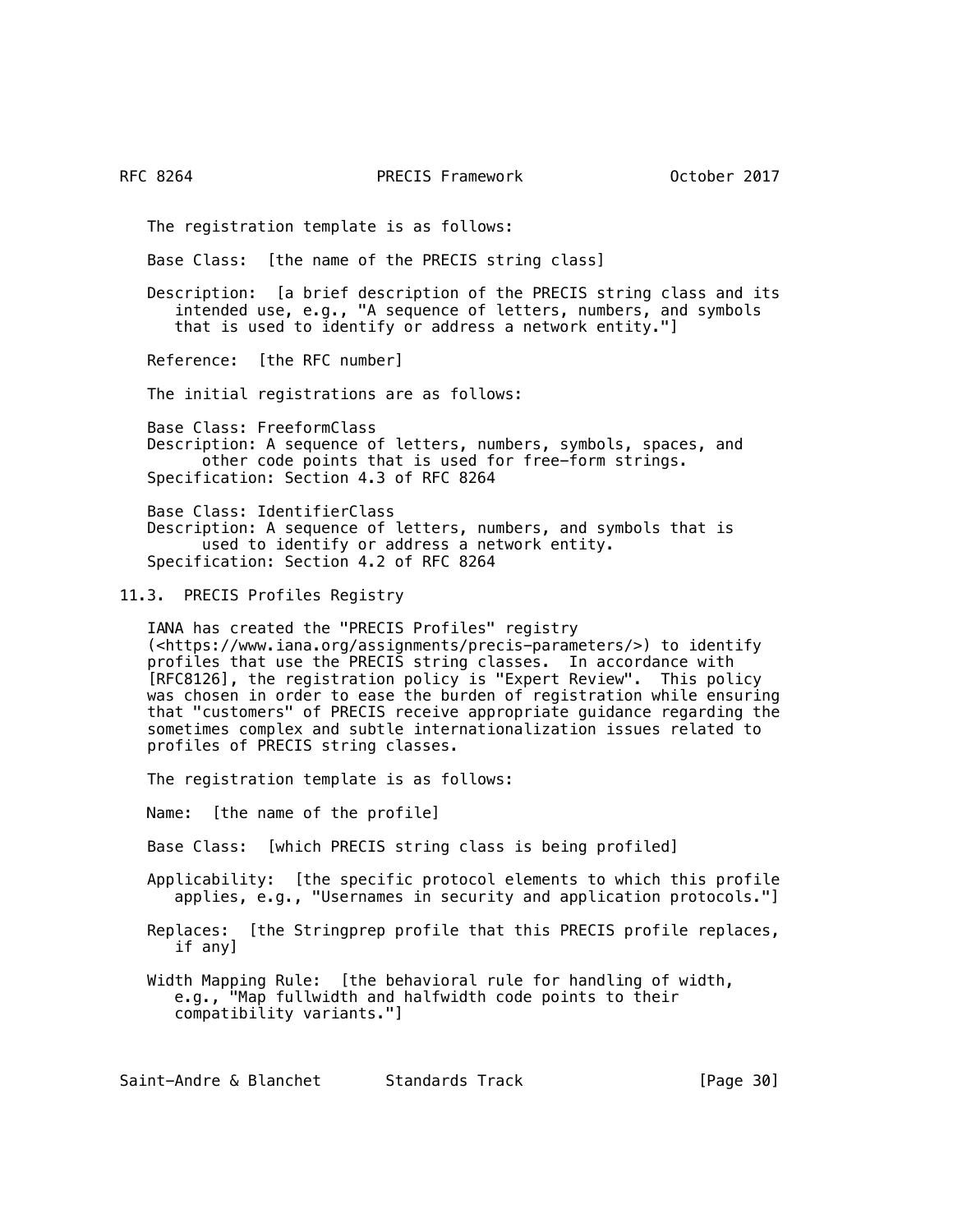The registration template is as follows:

Base Class: [the name of the PRECIS string class]

Description: [a brief description of the PRECIS string class and its intended use, e.g., "A sequence of letters, numbers, and symbols that is used to identify or address a network entity."]

Reference: [the RFC number]

The initial registrations are as follows:

Base Class: FreeformClass
Description: A sequence of letters, numbers, symbols, spaces, and other code points that is used for free-form strings.
Specification: Section 4.3 of RFC 8264

Base Class: IdentifierClass
Description: A sequence of letters, numbers, and symbols that is used to identify or address a network entity.
Specification: Section 4.2 of RFC 8264

## 11.3. PRECIS Profiles Registry

IANA has created the "PRECIS Profiles" registry (<https://www.iana.org/assignments/precis-parameters/>) to identify profiles that use the PRECIS string classes. In accordance with [RFC8126], the registration policy is "Expert Review". This policy was chosen in order to ease the burden of registration while ensuring that "customers" of PRECIS receive appropriate guidance regarding the sometimes complex and subtle internationalization issues related to profiles of PRECIS string classes.

The registration template is as follows:

Name: [the name of the profile]

Base Class: [which PRECIS string class is being profiled]

Applicability: [the specific protocol elements to which this profile applies, e.g., "Usernames in security and application protocols."]

Replaces: [the Stringprep profile that this PRECIS profile replaces, if any]

Width Mapping Rule: [the behavioral rule for handling of width, e.g., "Map fullwidth and halfwidth code points to their compatibility variants."]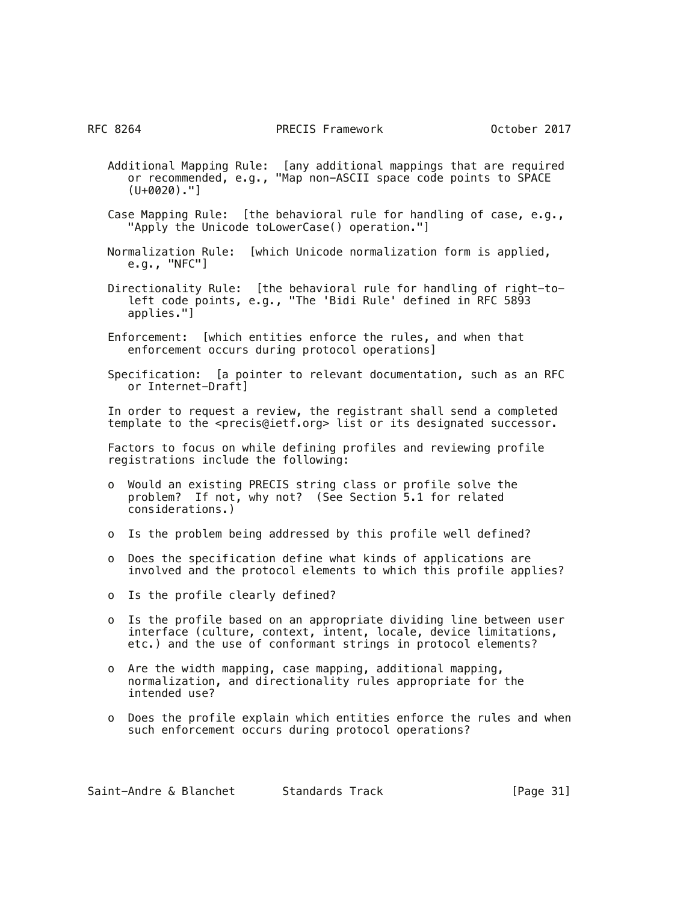Additional Mapping Rule: [any additional mappings that are required or recommended, e.g., "Map non-ASCII space code points to SPACE (U+0020)."]

Case Mapping Rule: [the behavioral rule for handling of case, e.g., "Apply the Unicode toLowerCase() operation."]

Normalization Rule: [which Unicode normalization form is applied, e.g., "NFC"]

Directionality Rule: [the behavioral rule for handling of right-to-left code points, e.g., "The 'Bidi Rule' defined in RFC 5893 applies."]

Enforcement: [which entities enforce the rules, and when that enforcement occurs during protocol operations]

Specification: [a pointer to relevant documentation, such as an RFC or Internet-Draft]

In order to request a review, the registrant shall send a completed template to the <precis@ietf.org> list or its designated successor.

Factors to focus on while defining profiles and reviewing profile registrations include the following:

- Would an existing PRECIS string class or profile solve the problem? If not, why not? (See Section 5.1 for related considerations.)
- Is the problem being addressed by this profile well defined?
- Does the specification define what kinds of applications are involved and the protocol elements to which this profile applies?
- Is the profile clearly defined?
- Is the profile based on an appropriate dividing line between user interface (culture, context, intent, locale, device limitations, etc.) and the use of conformant strings in protocol elements?
- Are the width mapping, case mapping, additional mapping, normalization, and directionality rules appropriate for the intended use?
- Does the profile explain which entities enforce the rules and when such enforcement occurs during protocol operations?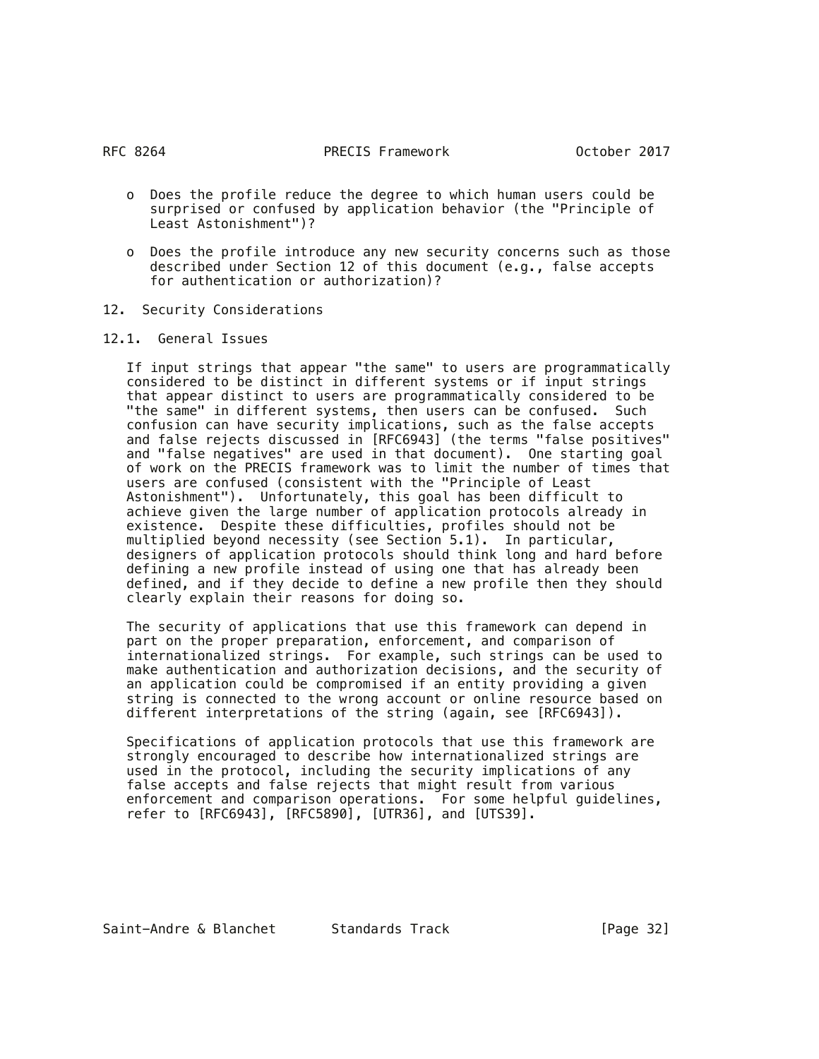- Does the profile reduce the degree to which human users could be surprised or confused by application behavior (the "Principle of Least Astonishment")?

- Does the profile introduce any new security concerns such as those described under Section 12 of this document (e.g., false accepts for authentication or authorization)?

## 12. Security Considerations

### 12.1. General Issues

If input strings that appear "the same" to users are programmatically considered to be distinct in different systems or if input strings that appear distinct to users are programmatically considered to be "the same" in different systems, then users can be confused. Such confusion can have security implications, such as the false accepts and false rejects discussed in [RFC6943] (the terms "false positives" and "false negatives" are used in that document). One starting goal of work on the PRECIS framework was to limit the number of times that users are confused (consistent with the "Principle of Least Astonishment"). Unfortunately, this goal has been difficult to achieve given the large number of application protocols already in existence. Despite these difficulties, profiles should not be multiplied beyond necessity (see Section 5.1). In particular, designers of application protocols should think long and hard before defining a new profile instead of using one that has already been defined, and if they decide to define a new profile then they should clearly explain their reasons for doing so.

The security of applications that use this framework can depend in part on the proper preparation, enforcement, and comparison of internationalized strings. For example, such strings can be used to make authentication and authorization decisions, and the security of an application could be compromised if an entity providing a given string is connected to the wrong account or online resource based on different interpretations of the string (again, see [RFC6943]).

Specifications of application protocols that use this framework are strongly encouraged to describe how internationalized strings are used in the protocol, including the security implications of any false accepts and false rejects that might result from various enforcement and comparison operations. For some helpful guidelines, refer to [RFC6943], [RFC5890], [UTR36], and [UTS39].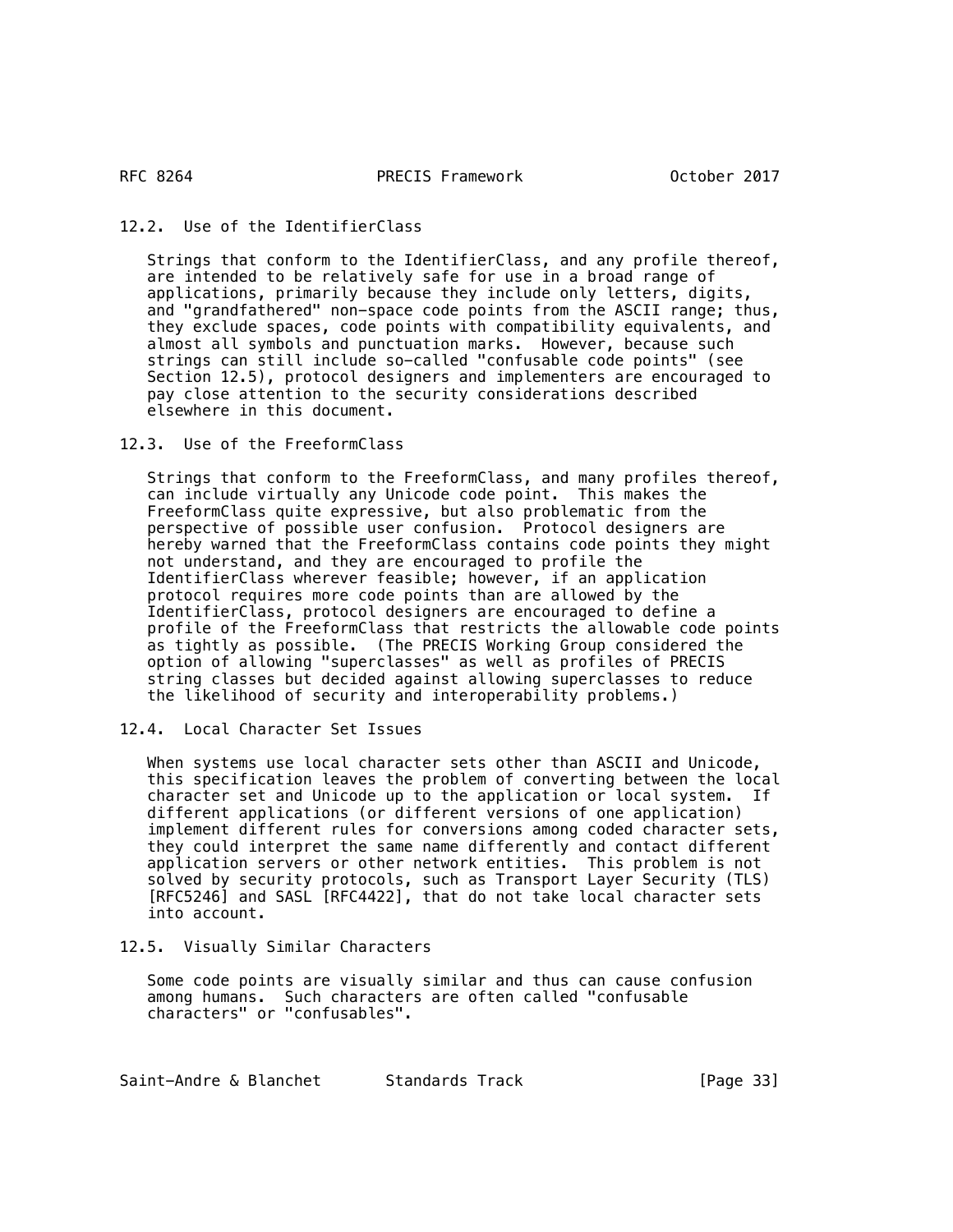### 12.2. Use of the IdentifierClass

Strings that conform to the IdentifierClass, and any profile thereof, are intended to be relatively safe for use in a broad range of applications, primarily because they include only letters, digits, and "grandfathered" non-space code points from the ASCII range; thus, they exclude spaces, code points with compatibility equivalents, and almost all symbols and punctuation marks. However, because such strings can still include so-called "confusable code points" (see Section 12.5), protocol designers and implementers are encouraged to pay close attention to the security considerations described elsewhere in this document.

### 12.3. Use of the FreeformClass

Strings that conform to the FreeformClass, and many profiles thereof, can include virtually any Unicode code point. This makes the FreeformClass quite expressive, but also problematic from the perspective of possible user confusion. Protocol designers are hereby warned that the FreeformClass contains code points they might not understand, and they are encouraged to profile the IdentifierClass wherever feasible; however, if an application protocol requires more code points than are allowed by the IdentifierClass, protocol designers are encouraged to define a profile of the FreeformClass that restricts the allowable code points as tightly as possible. (The PRECIS Working Group considered the option of allowing "superclasses" as well as profiles of PRECIS string classes but decided against allowing superclasses to reduce the likelihood of security and interoperability problems.)

### 12.4. Local Character Set Issues

When systems use local character sets other than ASCII and Unicode, this specification leaves the problem of converting between the local character set and Unicode up to the application or local system. If different applications (or different versions of one application) implement different rules for conversions among coded character sets, they could interpret the same name differently and contact different application servers or other network entities. This problem is not solved by security protocols, such as Transport Layer Security (TLS) [RFC5246] and SASL [RFC4422], that do not take local character sets into account.

### 12.5. Visually Similar Characters

Some code points are visually similar and thus can cause confusion among humans. Such characters are often called "confusable characters" or "confusables".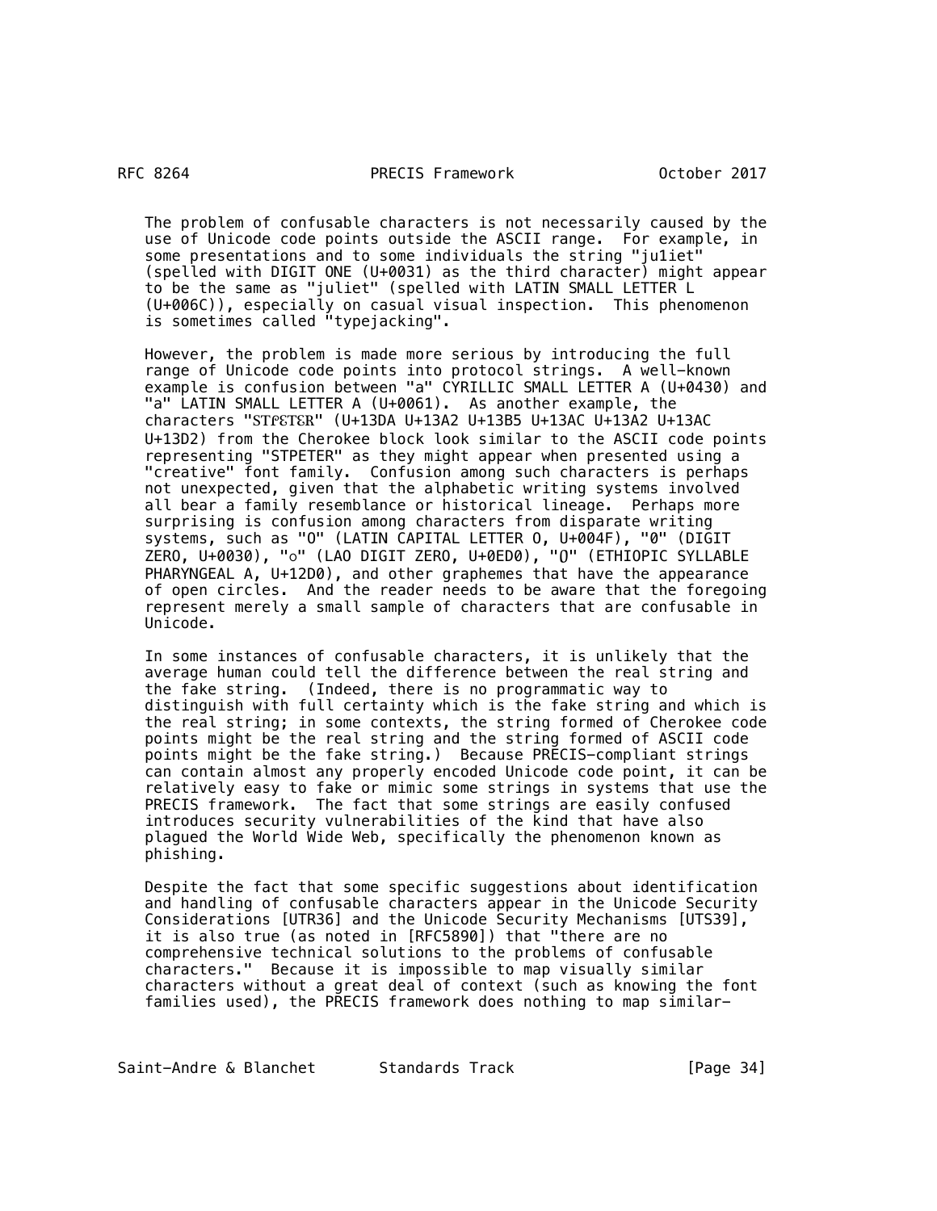The problem of confusable characters is not necessarily caused by the use of Unicode code points outside the ASCII range. For example, in some presentations and to some individuals the string "ju1iet" (spelled with DIGIT ONE (U+0031) as the third character) might appear to be the same as "juliet" (spelled with LATIN SMALL LETTER L (U+006C)), especially on casual visual inspection. This phenomenon is sometimes called "typejacking".

However, the problem is made more serious by introducing the full range of Unicode code points into protocol strings. A well-known example is confusion between "а" CYRILLIC SMALL LETTER A (U+0430) and "a" LATIN SMALL LETTER A (U+0061). As another example, the characters "ᏚᎢᎵᎬᎢᎬᏒ" (U+13DA U+13A2 U+13B5 U+13AC U+13A2 U+13AC U+13D2) from the Cherokee block look similar to the ASCII code points representing "STPETER" as they might appear when presented using a "creative" font family. Confusion among such characters is perhaps not unexpected, given that the alphabetic writing systems involved all bear a family resemblance or historical lineage. Perhaps more surprising is confusion among characters from disparate writing systems, such as "O" (LATIN CAPITAL LETTER O, U+004F), "0" (DIGIT ZERO, U+0030), "໐" (LAO DIGIT ZERO, U+0ED0), "ዐ" (ETHIOPIC SYLLABLE PHARYNGEAL A, U+12D0), and other graphemes that have the appearance of open circles. And the reader needs to be aware that the foregoing represent merely a small sample of characters that are confusable in Unicode.

In some instances of confusable characters, it is unlikely that the average human could tell the difference between the real string and the fake string. (Indeed, there is no programmatic way to distinguish with full certainty which is the fake string and which is the real string; in some contexts, the string formed of Cherokee code points might be the real string and the string formed of ASCII code points might be the fake string.) Because PRECIS-compliant strings can contain almost any properly encoded Unicode code point, it can be relatively easy to fake or mimic some strings in systems that use the PRECIS framework. The fact that some strings are easily confused introduces security vulnerabilities of the kind that have also plagued the World Wide Web, specifically the phenomenon known as phishing.

Despite the fact that some specific suggestions about identification and handling of confusable characters appear in the Unicode Security Considerations [UTR36] and the Unicode Security Mechanisms [UTS39], it is also true (as noted in [RFC5890]) that "there are no comprehensive technical solutions to the problems of confusable characters." Because it is impossible to map visually similar characters without a great deal of context (such as knowing the font families used), the PRECIS framework does nothing to map similar-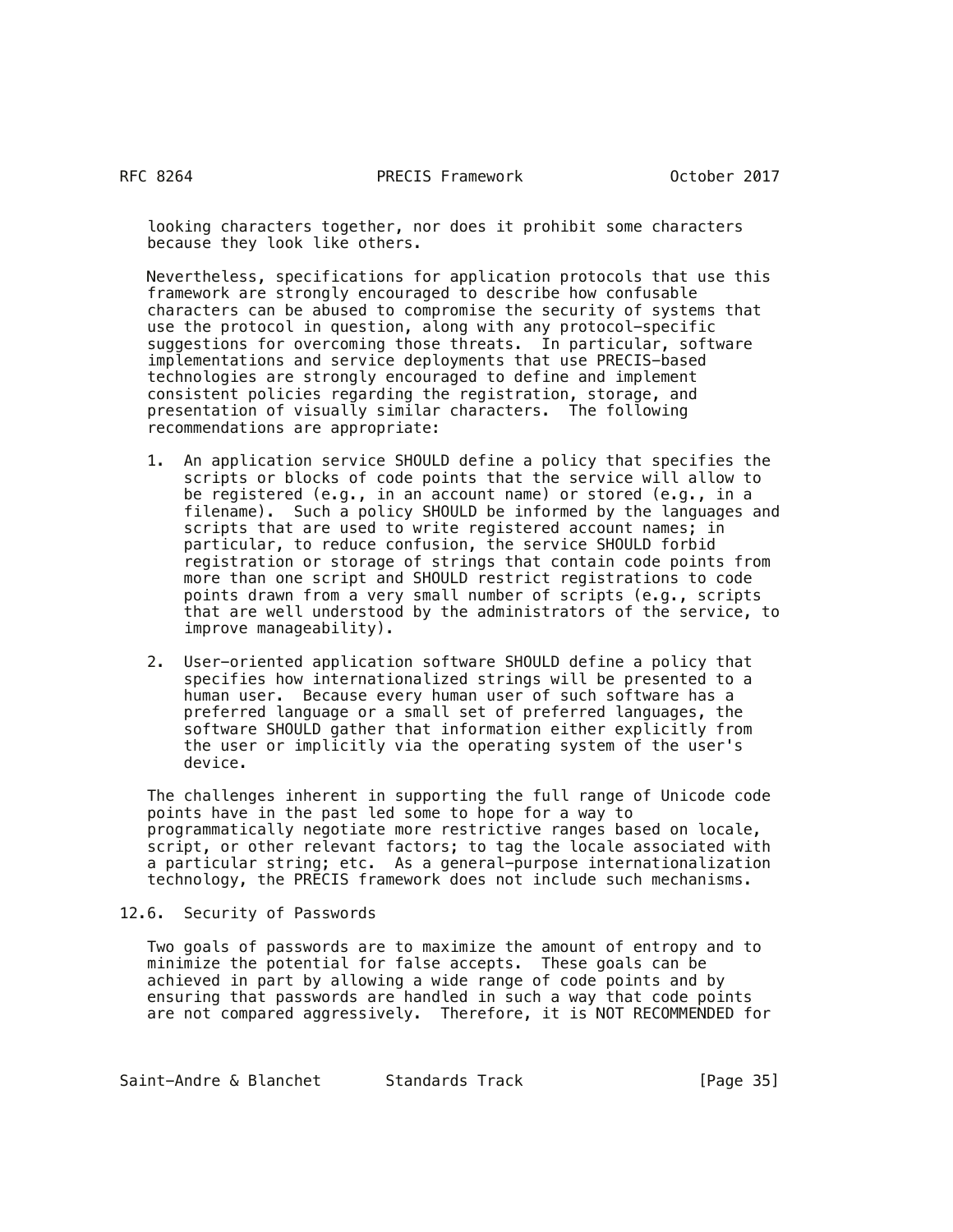looking characters together, nor does it prohibit some characters because they look like others.

Nevertheless, specifications for application protocols that use this framework are strongly encouraged to describe how confusable characters can be abused to compromise the security of systems that use the protocol in question, along with any protocol-specific suggestions for overcoming those threats. In particular, software implementations and service deployments that use PRECIS-based technologies are strongly encouraged to define and implement consistent policies regarding the registration, storage, and presentation of visually similar characters. The following recommendations are appropriate:

1. An application service SHOULD define a policy that specifies the scripts or blocks of code points that the service will allow to be registered (e.g., in an account name) or stored (e.g., in a filename). Such a policy SHOULD be informed by the languages and scripts that are used to write registered account names; in particular, to reduce confusion, the service SHOULD forbid registration or storage of strings that contain code points from more than one script and SHOULD restrict registrations to code points drawn from a very small number of scripts (e.g., scripts that are well understood by the administrators of the service, to improve manageability).

2. User-oriented application software SHOULD define a policy that specifies how internationalized strings will be presented to a human user. Because every human user of such software has a preferred language or a small set of preferred languages, the software SHOULD gather that information either explicitly from the user or implicitly via the operating system of the user's device.

The challenges inherent in supporting the full range of Unicode code points have in the past led some to hope for a way to programmatically negotiate more restrictive ranges based on locale, script, or other relevant factors; to tag the locale associated with a particular string; etc. As a general-purpose internationalization technology, the PRECIS framework does not include such mechanisms.

## 12.6. Security of Passwords

Two goals of passwords are to maximize the amount of entropy and to minimize the potential for false accepts. These goals can be achieved in part by allowing a wide range of code points and by ensuring that passwords are handled in such a way that code points are not compared aggressively. Therefore, it is NOT RECOMMENDED for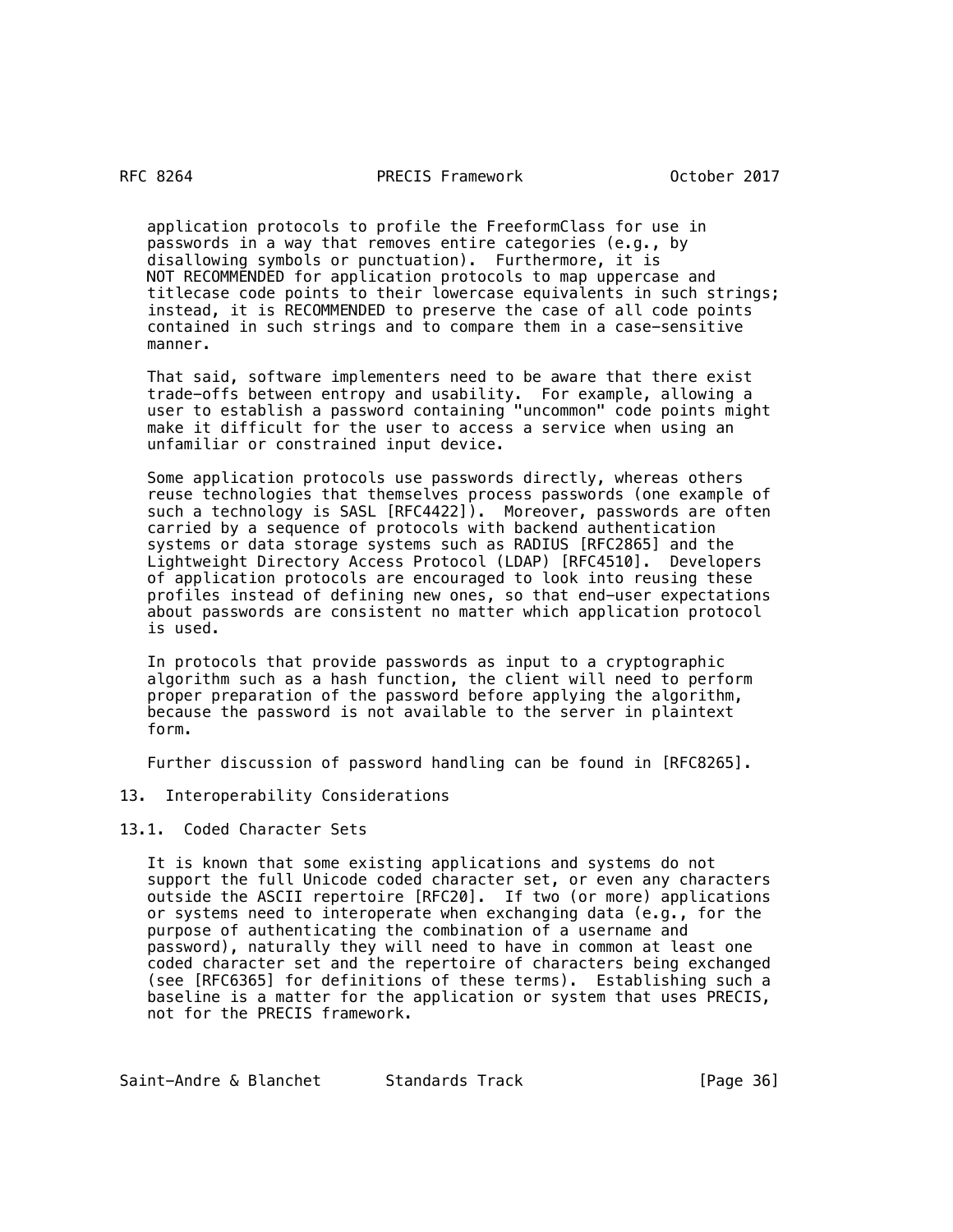application protocols to profile the FreeformClass for use in passwords in a way that removes entire categories (e.g., by disallowing symbols or punctuation). Furthermore, it is NOT RECOMMENDED for application protocols to map uppercase and titlecase code points to their lowercase equivalents in such strings; instead, it is RECOMMENDED to preserve the case of all code points contained in such strings and to compare them in a case-sensitive manner.

That said, software implementers need to be aware that there exist trade-offs between entropy and usability. For example, allowing a user to establish a password containing "uncommon" code points might make it difficult for the user to access a service when using an unfamiliar or constrained input device.

Some application protocols use passwords directly, whereas others reuse technologies that themselves process passwords (one example of such a technology is SASL [RFC4422]). Moreover, passwords are often carried by a sequence of protocols with backend authentication systems or data storage systems such as RADIUS [RFC2865] and the Lightweight Directory Access Protocol (LDAP) [RFC4510]. Developers of application protocols are encouraged to look into reusing these profiles instead of defining new ones, so that end-user expectations about passwords are consistent no matter which application protocol is used.

In protocols that provide passwords as input to a cryptographic algorithm such as a hash function, the client will need to perform proper preparation of the password before applying the algorithm, because the password is not available to the server in plaintext form.

Further discussion of password handling can be found in [RFC8265].

## 13. Interoperability Considerations

### 13.1. Coded Character Sets

It is known that some existing applications and systems do not support the full Unicode coded character set, or even any characters outside the ASCII repertoire [RFC20]. If two (or more) applications or systems need to interoperate when exchanging data (e.g., for the purpose of authenticating the combination of a username and password), naturally they will need to have in common at least one coded character set and the repertoire of characters being exchanged (see [RFC6365] for definitions of these terms). Establishing such a baseline is a matter for the application or system that uses PRECIS, not for the PRECIS framework.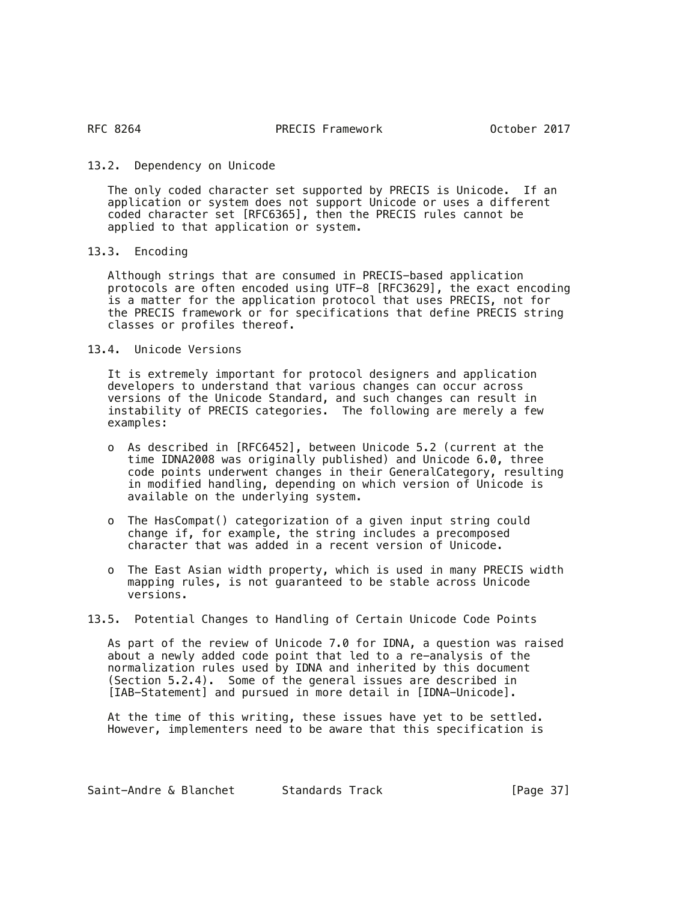### 13.2. Dependency on Unicode

The only coded character set supported by PRECIS is Unicode. If an application or system does not support Unicode or uses a different coded character set [RFC6365], then the PRECIS rules cannot be applied to that application or system.

### 13.3. Encoding

Although strings that are consumed in PRECIS-based application protocols are often encoded using UTF-8 [RFC3629], the exact encoding is a matter for the application protocol that uses PRECIS, not for the PRECIS framework or for specifications that define PRECIS string classes or profiles thereof.

### 13.4. Unicode Versions

It is extremely important for protocol designers and application developers to understand that various changes can occur across versions of the Unicode Standard, and such changes can result in instability of PRECIS categories. The following are merely a few examples:

- As described in [RFC6452], between Unicode 5.2 (current at the time IDNA2008 was originally published) and Unicode 6.0, three code points underwent changes in their GeneralCategory, resulting in modified handling, depending on which version of Unicode is available on the underlying system.

- The HasCompat() categorization of a given input string could change if, for example, the string includes a precomposed character that was added in a recent version of Unicode.

- The East Asian width property, which is used in many PRECIS width mapping rules, is not guaranteed to be stable across Unicode versions.

### 13.5. Potential Changes to Handling of Certain Unicode Code Points

As part of the review of Unicode 7.0 for IDNA, a question was raised about a newly added code point that led to a re-analysis of the normalization rules used by IDNA and inherited by this document (Section 5.2.4). Some of the general issues are described in [IAB-Statement] and pursued in more detail in [IDNA-Unicode].

At the time of this writing, these issues have yet to be settled. However, implementers need to be aware that this specification is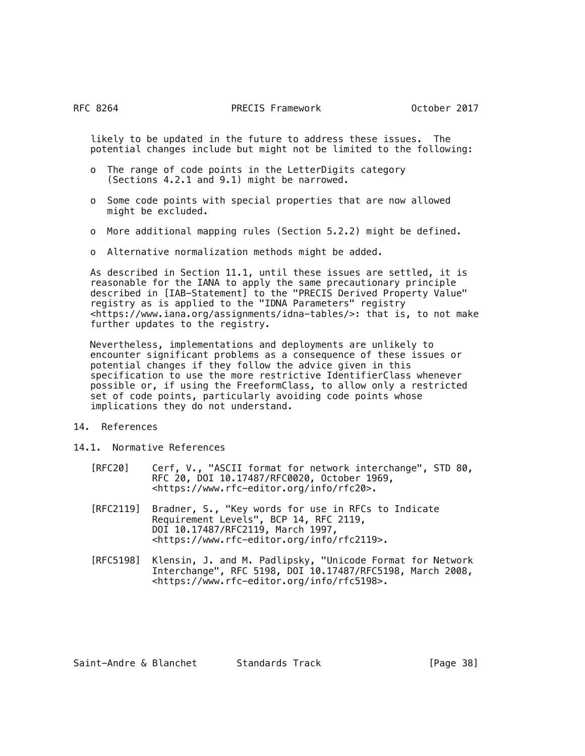likely to be updated in the future to address these issues. The potential changes include but might not be limited to the following:

- The range of code points in the LetterDigits category (Sections 4.2.1 and 9.1) might be narrowed.
- Some code points with special properties that are now allowed might be excluded.
- More additional mapping rules (Section 5.2.2) might be defined.
- Alternative normalization methods might be added.

As described in Section 11.1, until these issues are settled, it is reasonable for the IANA to apply the same precautionary principle described in [IAB-Statement] to the "PRECIS Derived Property Value" registry as is applied to the "IDNA Parameters" registry <https://www.iana.org/assignments/idna-tables/>: that is, to not make further updates to the registry.

Nevertheless, implementations and deployments are unlikely to encounter significant problems as a consequence of these issues or potential changes if they follow the advice given in this specification to use the more restrictive IdentifierClass whenever possible or, if using the FreeformClass, to allow only a restricted set of code points, particularly avoiding code points whose implications they do not understand.

# 14. References

## 14.1. Normative References

[RFC20] Cerf, V., "ASCII format for network interchange", STD 80, RFC 20, DOI 10.17487/RFC0020, October 1969, <https://www.rfc-editor.org/info/rfc20>.

[RFC2119] Bradner, S., "Key words for use in RFCs to Indicate Requirement Levels", BCP 14, RFC 2119, DOI 10.17487/RFC2119, March 1997, <https://www.rfc-editor.org/info/rfc2119>.

[RFC5198] Klensin, J. and M. Padlipsky, "Unicode Format for Network Interchange", RFC 5198, DOI 10.17487/RFC5198, March 2008, <https://www.rfc-editor.org/info/rfc5198>.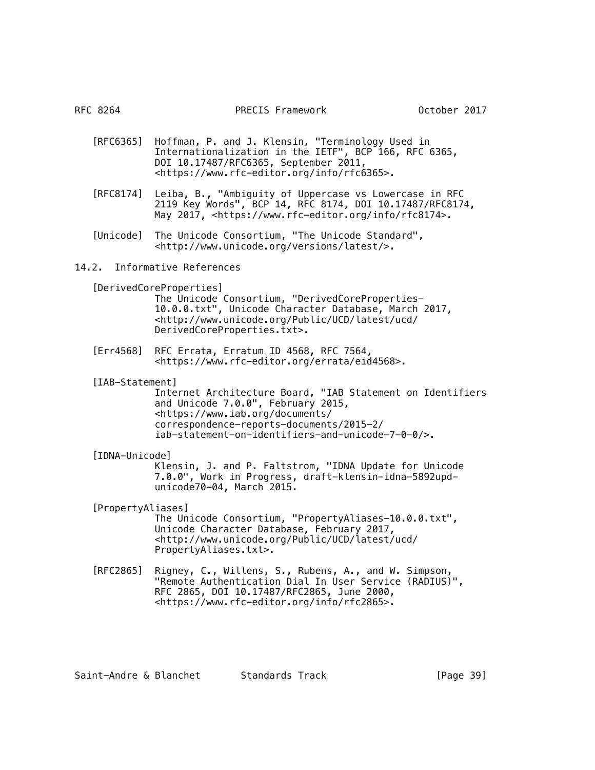[RFC6365] Hoffman, P. and J. Klensin, "Terminology Used in Internationalization in the IETF", BCP 166, RFC 6365, DOI 10.17487/RFC6365, September 2011, <https://www.rfc-editor.org/info/rfc6365>.

[RFC8174] Leiba, B., "Ambiguity of Uppercase vs Lowercase in RFC 2119 Key Words", BCP 14, RFC 8174, DOI 10.17487/RFC8174, May 2017, <https://www.rfc-editor.org/info/rfc8174>.

[Unicode] The Unicode Consortium, "The Unicode Standard", <http://www.unicode.org/versions/latest/>.

## 14.2. Informative References

[DerivedCoreProperties] The Unicode Consortium, "DerivedCoreProperties-10.0.0.txt", Unicode Character Database, March 2017, <http://www.unicode.org/Public/UCD/latest/ucd/DerivedCoreProperties.txt>.

[Err4568] RFC Errata, Erratum ID 4568, RFC 7564, <https://www.rfc-editor.org/errata/eid4568>.

[IAB-Statement] Internet Architecture Board, "IAB Statement on Identifiers and Unicode 7.0.0", February 2015, <https://www.iab.org/documents/correspondence-reports-documents/2015-2/iab-statement-on-identifiers-and-unicode-7-0-0/>.

[IDNA-Unicode] Klensin, J. and P. Faltstrom, "IDNA Update for Unicode 7.0.0", Work in Progress, draft-klensin-idna-5892upd-unicode70-04, March 2015.

[PropertyAliases] The Unicode Consortium, "PropertyAliases-10.0.0.txt", Unicode Character Database, February 2017, <http://www.unicode.org/Public/UCD/latest/ucd/PropertyAliases.txt>.

[RFC2865] Rigney, C., Willens, S., Rubens, A., and W. Simpson, "Remote Authentication Dial In User Service (RADIUS)", RFC 2865, DOI 10.17487/RFC2865, June 2000, <https://www.rfc-editor.org/info/rfc2865>.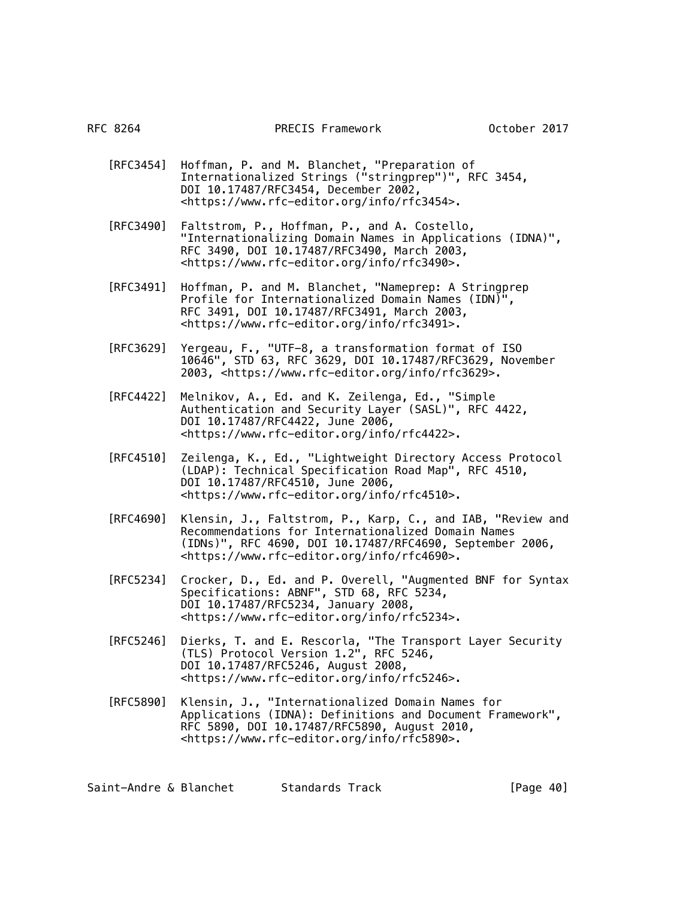[RFC3454] Hoffman, P. and M. Blanchet, "Preparation of Internationalized Strings ("stringprep")", RFC 3454, DOI 10.17487/RFC3454, December 2002, <https://www.rfc-editor.org/info/rfc3454>.

[RFC3490] Faltstrom, P., Hoffman, P., and A. Costello, "Internationalizing Domain Names in Applications (IDNA)", RFC 3490, DOI 10.17487/RFC3490, March 2003, <https://www.rfc-editor.org/info/rfc3490>.

[RFC3491] Hoffman, P. and M. Blanchet, "Nameprep: A Stringprep Profile for Internationalized Domain Names (IDN)", RFC 3491, DOI 10.17487/RFC3491, March 2003, <https://www.rfc-editor.org/info/rfc3491>.

[RFC3629] Yergeau, F., "UTF-8, a transformation format of ISO 10646", STD 63, RFC 3629, DOI 10.17487/RFC3629, November 2003, <https://www.rfc-editor.org/info/rfc3629>.

[RFC4422] Melnikov, A., Ed. and K. Zeilenga, Ed., "Simple Authentication and Security Layer (SASL)", RFC 4422, DOI 10.17487/RFC4422, June 2006, <https://www.rfc-editor.org/info/rfc4422>.

[RFC4510] Zeilenga, K., Ed., "Lightweight Directory Access Protocol (LDAP): Technical Specification Road Map", RFC 4510, DOI 10.17487/RFC4510, June 2006, <https://www.rfc-editor.org/info/rfc4510>.

[RFC4690] Klensin, J., Faltstrom, P., Karp, C., and IAB, "Review and Recommendations for Internationalized Domain Names (IDNs)", RFC 4690, DOI 10.17487/RFC4690, September 2006, <https://www.rfc-editor.org/info/rfc4690>.

[RFC5234] Crocker, D., Ed. and P. Overell, "Augmented BNF for Syntax Specifications: ABNF", STD 68, RFC 5234, DOI 10.17487/RFC5234, January 2008, <https://www.rfc-editor.org/info/rfc5234>.

[RFC5246] Dierks, T. and E. Rescorla, "The Transport Layer Security (TLS) Protocol Version 1.2", RFC 5246, DOI 10.17487/RFC5246, August 2008, <https://www.rfc-editor.org/info/rfc5246>.

[RFC5890] Klensin, J., "Internationalized Domain Names for Applications (IDNA): Definitions and Document Framework", RFC 5890, DOI 10.17487/RFC5890, August 2010, <https://www.rfc-editor.org/info/rfc5890>.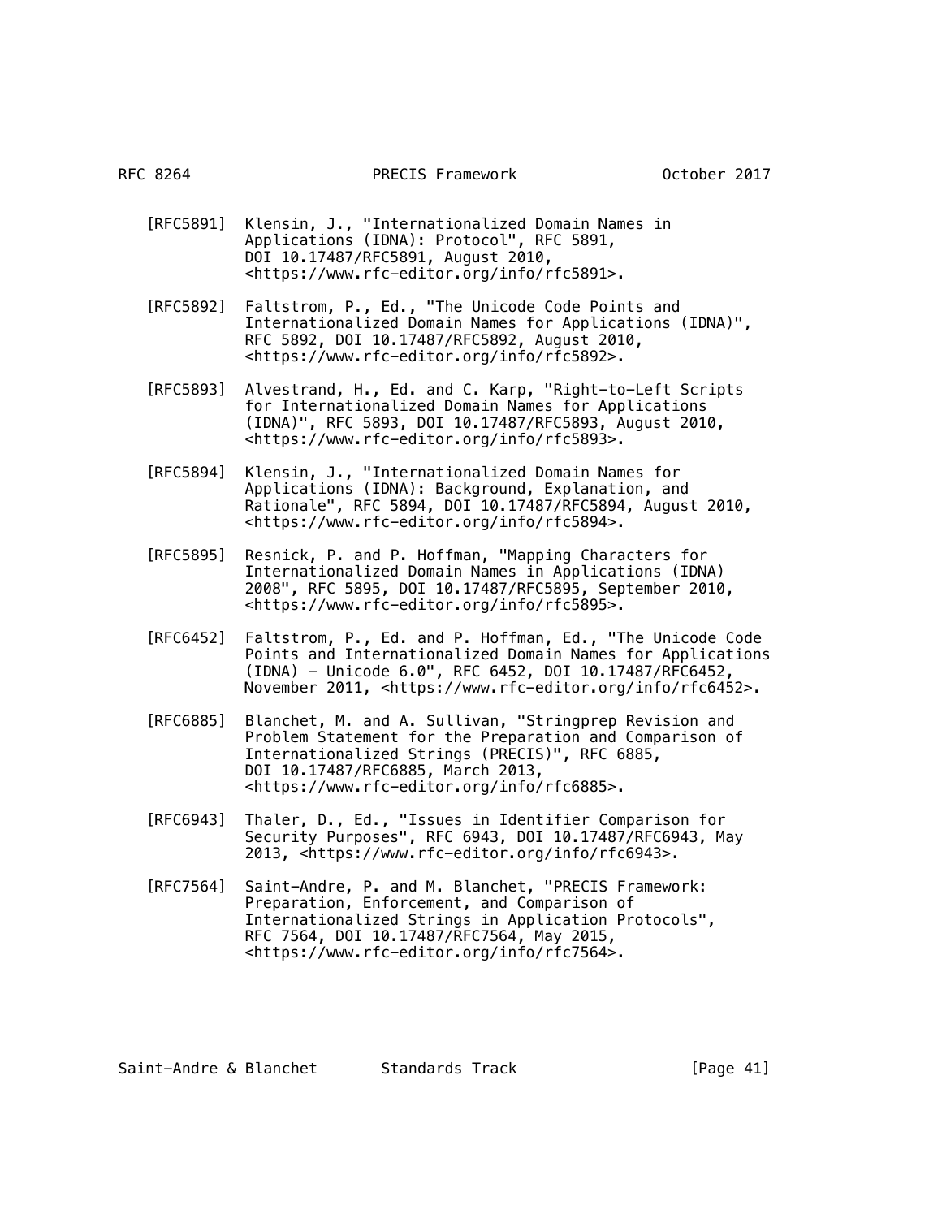[RFC5891] Klensin, J., "Internationalized Domain Names in Applications (IDNA): Protocol", RFC 5891, DOI 10.17487/RFC5891, August 2010, <https://www.rfc-editor.org/info/rfc5891>.

[RFC5892] Faltstrom, P., Ed., "The Unicode Code Points and Internationalized Domain Names for Applications (IDNA)", RFC 5892, DOI 10.17487/RFC5892, August 2010, <https://www.rfc-editor.org/info/rfc5892>.

[RFC5893] Alvestrand, H., Ed. and C. Karp, "Right-to-Left Scripts for Internationalized Domain Names for Applications (IDNA)", RFC 5893, DOI 10.17487/RFC5893, August 2010, <https://www.rfc-editor.org/info/rfc5893>.

[RFC5894] Klensin, J., "Internationalized Domain Names for Applications (IDNA): Background, Explanation, and Rationale", RFC 5894, DOI 10.17487/RFC5894, August 2010, <https://www.rfc-editor.org/info/rfc5894>.

[RFC5895] Resnick, P. and P. Hoffman, "Mapping Characters for Internationalized Domain Names in Applications (IDNA) 2008", RFC 5895, DOI 10.17487/RFC5895, September 2010, <https://www.rfc-editor.org/info/rfc5895>.

[RFC6452] Faltstrom, P., Ed. and P. Hoffman, Ed., "The Unicode Code Points and Internationalized Domain Names for Applications (IDNA) - Unicode 6.0", RFC 6452, DOI 10.17487/RFC6452, November 2011, <https://www.rfc-editor.org/info/rfc6452>.

[RFC6885] Blanchet, M. and A. Sullivan, "Stringprep Revision and Problem Statement for the Preparation and Comparison of Internationalized Strings (PRECIS)", RFC 6885, DOI 10.17487/RFC6885, March 2013, <https://www.rfc-editor.org/info/rfc6885>.

[RFC6943] Thaler, D., Ed., "Issues in Identifier Comparison for Security Purposes", RFC 6943, DOI 10.17487/RFC6943, May 2013, <https://www.rfc-editor.org/info/rfc6943>.

[RFC7564] Saint-Andre, P. and M. Blanchet, "PRECIS Framework: Preparation, Enforcement, and Comparison of Internationalized Strings in Application Protocols", RFC 7564, DOI 10.17487/RFC7564, May 2015, <https://www.rfc-editor.org/info/rfc7564>.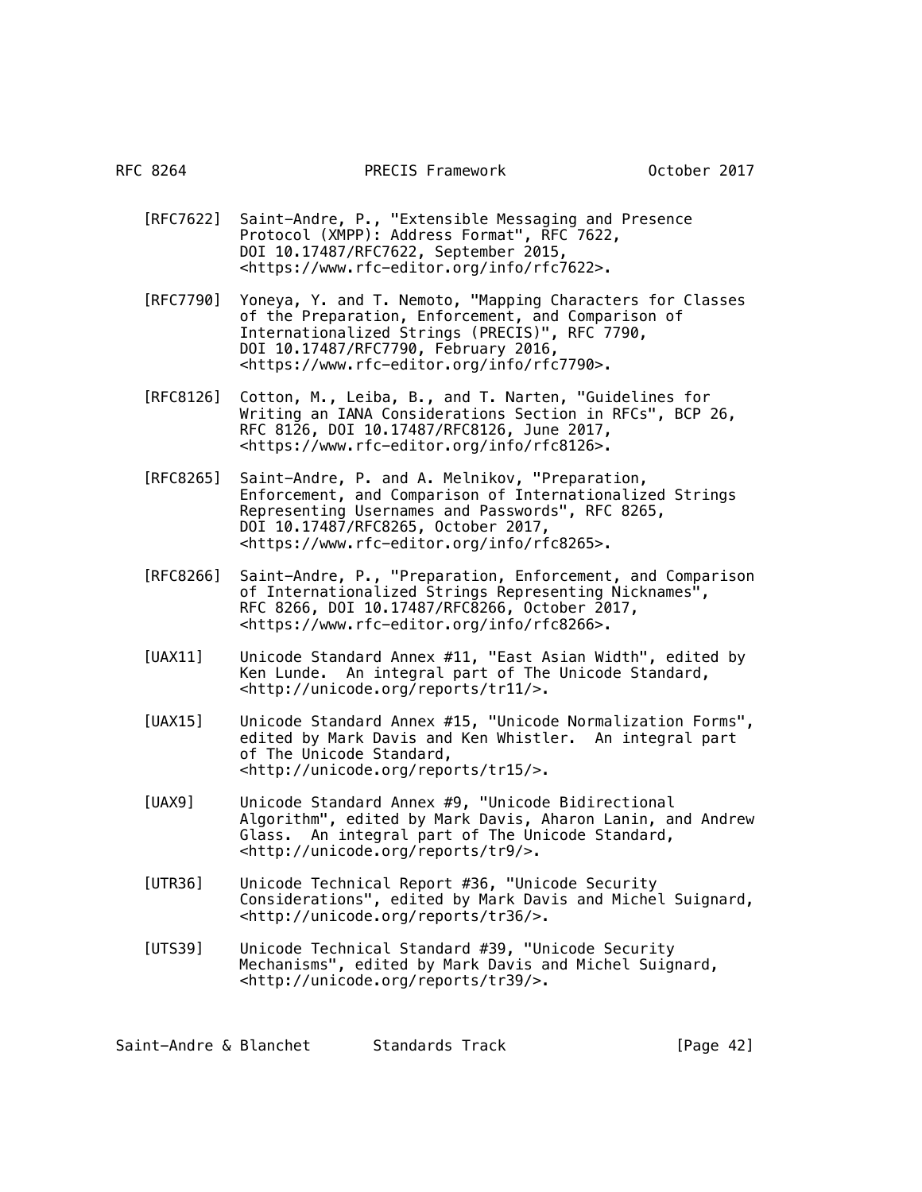[RFC7622] Saint-Andre, P., "Extensible Messaging and Presence Protocol (XMPP): Address Format", RFC 7622, DOI 10.17487/RFC7622, September 2015, <https://www.rfc-editor.org/info/rfc7622>.

[RFC7790] Yoneya, Y. and T. Nemoto, "Mapping Characters for Classes of the Preparation, Enforcement, and Comparison of Internationalized Strings (PRECIS)", RFC 7790, DOI 10.17487/RFC7790, February 2016, <https://www.rfc-editor.org/info/rfc7790>.

[RFC8126] Cotton, M., Leiba, B., and T. Narten, "Guidelines for Writing an IANA Considerations Section in RFCs", BCP 26, RFC 8126, DOI 10.17487/RFC8126, June 2017, <https://www.rfc-editor.org/info/rfc8126>.

[RFC8265] Saint-Andre, P. and A. Melnikov, "Preparation, Enforcement, and Comparison of Internationalized Strings Representing Usernames and Passwords", RFC 8265, DOI 10.17487/RFC8265, October 2017, <https://www.rfc-editor.org/info/rfc8265>.

[RFC8266] Saint-Andre, P., "Preparation, Enforcement, and Comparison of Internationalized Strings Representing Nicknames", RFC 8266, DOI 10.17487/RFC8266, October 2017, <https://www.rfc-editor.org/info/rfc8266>.

[UAX11] Unicode Standard Annex #11, "East Asian Width", edited by Ken Lunde. An integral part of The Unicode Standard, <http://unicode.org/reports/tr11/>.

[UAX15] Unicode Standard Annex #15, "Unicode Normalization Forms", edited by Mark Davis and Ken Whistler. An integral part of The Unicode Standard, <http://unicode.org/reports/tr15/>.

[UAX9] Unicode Standard Annex #9, "Unicode Bidirectional Algorithm", edited by Mark Davis, Aharon Lanin, and Andrew Glass. An integral part of The Unicode Standard, <http://unicode.org/reports/tr9/>.

[UTR36] Unicode Technical Report #36, "Unicode Security Considerations", edited by Mark Davis and Michel Suignard, <http://unicode.org/reports/tr36/>.

[UTS39] Unicode Technical Standard #39, "Unicode Security Mechanisms", edited by Mark Davis and Michel Suignard, <http://unicode.org/reports/tr39/>.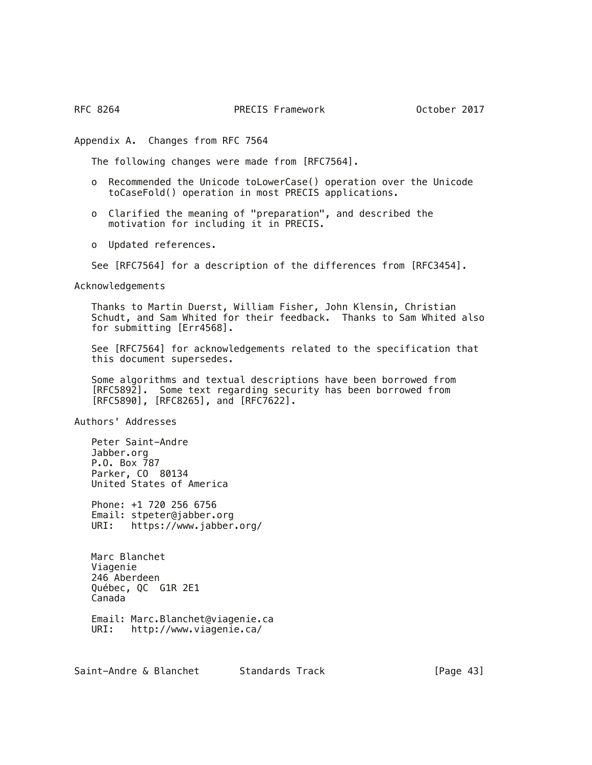## Appendix A. Changes from RFC 7564

The following changes were made from [RFC7564].

- Recommended the Unicode toLowerCase() operation over the Unicode toCaseFold() operation in most PRECIS applications.
- Clarified the meaning of "preparation", and described the motivation for including it in PRECIS.
- Updated references.

See [RFC7564] for a description of the differences from [RFC3454].

## Acknowledgements

Thanks to Martin Duerst, William Fisher, John Klensin, Christian Schudt, and Sam Whited for their feedback. Thanks to Sam Whited also for submitting [Err4568].

See [RFC7564] for acknowledgements related to the specification that this document supersedes.

Some algorithms and textual descriptions have been borrowed from [RFC5892]. Some text regarding security has been borrowed from [RFC5890], [RFC8265], and [RFC7622].

## Authors' Addresses

Peter Saint-Andre
Jabber.org
P.O. Box 787
Parker, CO 80134
United States of America

Phone: +1 720 256 6756
Email: stpeter@jabber.org
URI: https://www.jabber.org/

Marc Blanchet
Viagenie
246 Aberdeen
Québec, QC G1R 2E1
Canada

Email: Marc.Blanchet@viagenie.ca
URI: http://www.viagenie.ca/